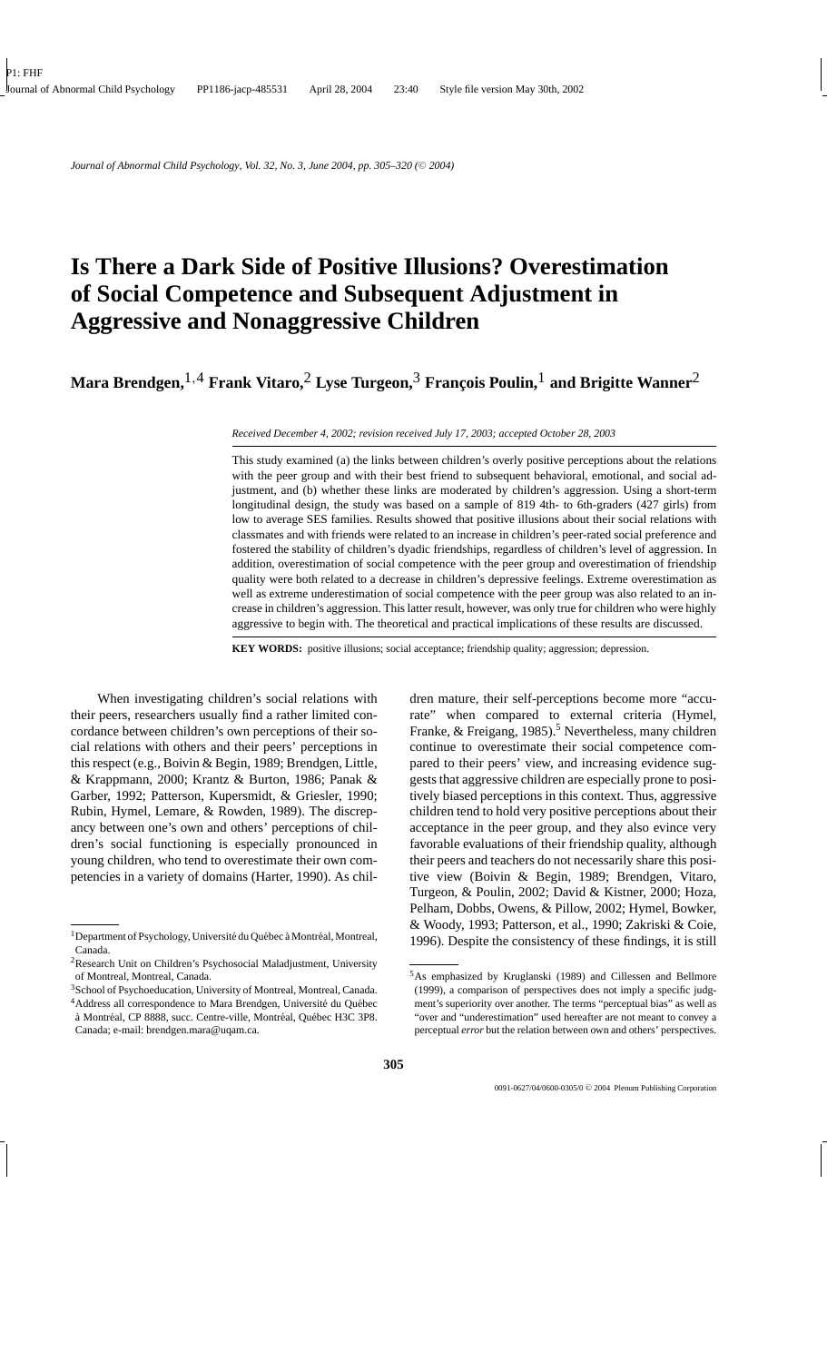# Is There a Dark Side of Positive Illusions? Overestimation of Social Competence and Subsequent Adjustment in Aggressive and Nonaggressive Children

**Mara Brendgen,[1,4] Frank Vitaro,[2] Lyse Turgeon,[3] François Poulin,[1] and Brigitte Wanner[2]**

*Received December 4, 2002; revision received July 17, 2003; accepted October 28, 2003*

This study examined (a) the links between children's overly positive perceptions about the relations with the peer group and with their best friend to subsequent behavioral, emotional, and social adjustment, and (b) whether these links are moderated by children's aggression. Using a short-term longitudinal design, the study was based on a sample of 819 4th- to 6th-graders (427 girls) from low to average SES families. Results showed that positive illusions about their social relations with classmates and with friends were related to an increase in children's peer-rated social preference and fostered the stability of children's dyadic friendships, regardless of children's level of aggression. In addition, overestimation of social competence with the peer group and overestimation of friendship quality were both related to a decrease in children's depressive feelings. Extreme overestimation as well as extreme underestimation of social competence with the peer group was also related to an increase in children's aggression. This latter result, however, was only true for children who were highly aggressive to begin with. The theoretical and practical implications of these results are discussed.

**KEY WORDS:** positive illusions; social acceptance; friendship quality; aggression; depression.

When investigating children's social relations with their peers, researchers usually find a rather limited concordance between children's own perceptions of their social relations with others and their peers' perceptions in this respect (e.g., Boivin & Begin, 1989; Brendgen, Little, & Krappmann, 2000; Krantz & Burton, 1986; Panak & Garber, 1992; Patterson, Kupersmidt, & Griesler, 1990; Rubin, Hymel, Lemare, & Rowden, 1989). The discrepancy between one's own and others' perceptions of children's social functioning is especially pronounced in young children, who tend to overestimate their own competencies in a variety of domains (Harter, 1990). As children mature, their self-perceptions become more "accurate" when compared to external criteria (Hymel, Franke, & Freigang, 1985).[5] Nevertheless, many children continue to overestimate their social competence compared to their peers' view, and increasing evidence suggests that aggressive children are especially prone to positively biased perceptions in this context. Thus, aggressive children tend to hold very positive perceptions about their acceptance in the peer group, and they also evince very favorable evaluations of their friendship quality, although their peers and teachers do not necessarily share this positive view (Boivin & Begin, 1989; Brendgen, Vitaro, Turgeon, & Poulin, 2002; David & Kistner, 2000; Hoza, Pelham, Dobbs, Owens, & Pillow, 2002; Hymel, Bowker, & Woody, 1993; Patterson, et al., 1990; Zakriski & Coie, 1996). Despite the consistency of these findings, it is still

---

[1] Department of Psychology, Université du Québec à Montréal, Montreal, Canada.

[2] Research Unit on Children's Psychosocial Maladjustment, University of Montreal, Montreal, Canada.

[3] School of Psychoeducation, University of Montreal, Montreal, Canada.

[4] Address all correspondence to Mara Brendgen, Université du Québec à Montréal, CP 8888, succ. Centre-ville, Montréal, Québec H3C 3P8. Canada; e-mail: brendgen.mara@uqam.ca.

[5] As emphasized by Kruglanski (1989) and Cillessen and Bellmore (1999), a comparison of perspectives does not imply a specific judgment's superiority over another. The terms "perceptual bias" as well as "over and "underestimation" used hereafter are not meant to convey a perceptual *error* but the relation between own and others' perspectives.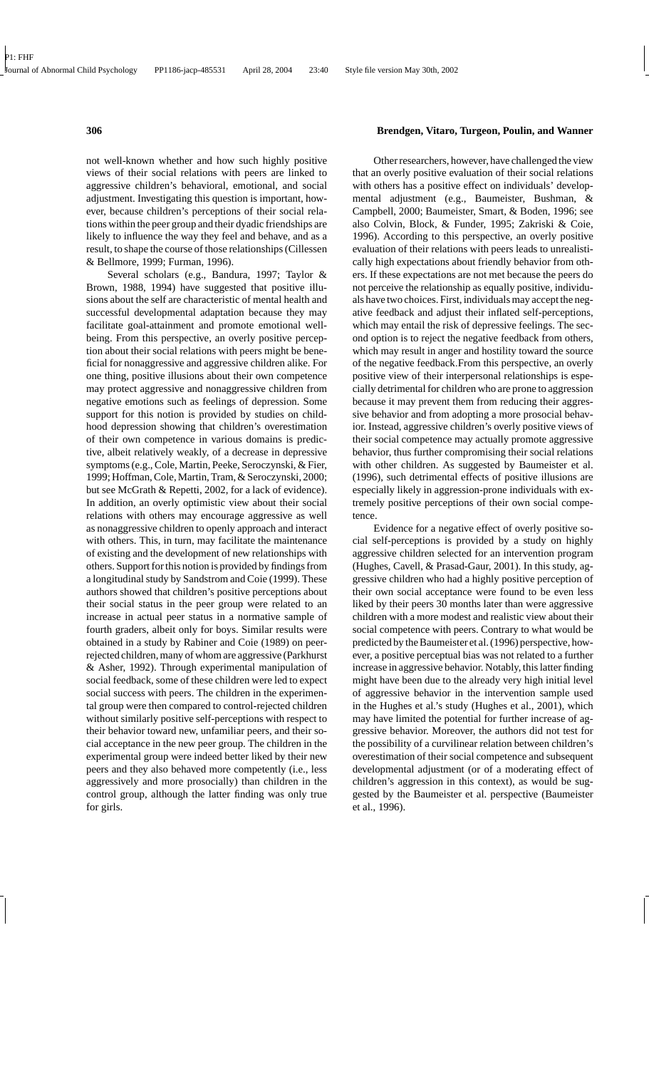not well-known whether and how such highly positive views of their social relations with peers are linked to aggressive children's behavioral, emotional, and social adjustment. Investigating this question is important, however, because children's perceptions of their social relations within the peer group and their dyadic friendships are likely to influence the way they feel and behave, and as a result, to shape the course of those relationships (Cillessen & Bellmore, 1999; Furman, 1996).

Several scholars (e.g., Bandura, 1997; Taylor & Brown, 1988, 1994) have suggested that positive illusions about the self are characteristic of mental health and successful developmental adaptation because they may facilitate goal-attainment and promote emotional well-being. From this perspective, an overly positive perception about their social relations with peers might be beneficial for nonaggressive and aggressive children alike. For one thing, positive illusions about their own competence may protect aggressive and nonaggressive children from negative emotions such as feelings of depression. Some support for this notion is provided by studies on childhood depression showing that children's overestimation of their own competence in various domains is predictive, albeit relatively weakly, of a decrease in depressive symptoms (e.g., Cole, Martin, Peeke, Seroczynski, & Fier, 1999; Hoffman, Cole, Martin, Tram, & Seroczynski, 2000; but see McGrath & Repetti, 2002, for a lack of evidence). In addition, an overly optimistic view about their social relations with others may encourage aggressive as well as nonaggressive children to openly approach and interact with others. This, in turn, may facilitate the maintenance of existing and the development of new relationships with others. Support for this notion is provided by findings from a longitudinal study by Sandstrom and Coie (1999). These authors showed that children's positive perceptions about their social status in the peer group were related to an increase in actual peer status in a normative sample of fourth graders, albeit only for boys. Similar results were obtained in a study by Rabiner and Coie (1989) on peer-rejected children, many of whom are aggressive (Parkhurst & Asher, 1992). Through experimental manipulation of social feedback, some of these children were led to expect social success with peers. The children in the experimental group were then compared to control-rejected children without similarly positive self-perceptions with respect to their behavior toward new, unfamiliar peers, and their social acceptance in the new peer group. The children in the experimental group were indeed better liked by their new peers and they also behaved more competently (i.e., less aggressively and more prosocially) than children in the control group, although the latter finding was only true for girls.

Other researchers, however, have challenged the view that an overly positive evaluation of their social relations with others has a positive effect on individuals' developmental adjustment (e.g., Baumeister, Bushman, & Campbell, 2000; Baumeister, Smart, & Boden, 1996; see also Colvin, Block, & Funder, 1995; Zakriski & Coie, 1996). According to this perspective, an overly positive evaluation of their relations with peers leads to unrealistically high expectations about friendly behavior from others. If these expectations are not met because the peers do not perceive the relationship as equally positive, individuals have two choices. First, individuals may accept the negative feedback and adjust their inflated self-perceptions, which may entail the risk of depressive feelings. The second option is to reject the negative feedback from others, which may result in anger and hostility toward the source of the negative feedback. From this perspective, an overly positive view of their interpersonal relationships is especially detrimental for children who are prone to aggression because it may prevent them from reducing their aggressive behavior and from adopting a more prosocial behavior. Instead, aggressive children's overly positive views of their social competence may actually promote aggressive behavior, thus further compromising their social relations with other children. As suggested by Baumeister et al. (1996), such detrimental effects of positive illusions are especially likely in aggression-prone individuals with extremely positive perceptions of their own social competence.

Evidence for a negative effect of overly positive social self-perceptions is provided by a study on highly aggressive children selected for an intervention program (Hughes, Cavell, & Prasad-Gaur, 2001). In this study, aggressive children who had a highly positive perception of their own social acceptance were found to be even less liked by their peers 30 months later than were aggressive children with a more modest and realistic view about their social competence with peers. Contrary to what would be predicted by the Baumeister et al. (1996) perspective, however, a positive perceptual bias was not related to a further increase in aggressive behavior. Notably, this latter finding might have been due to the already very high initial level of aggressive behavior in the intervention sample used in the Hughes et al.'s study (Hughes et al., 2001), which may have limited the potential for further increase of aggressive behavior. Moreover, the authors did not test for the possibility of a curvilinear relation between children's overestimation of their social competence and subsequent developmental adjustment (or of a moderating effect of children's aggression in this context), as would be suggested by the Baumeister et al. perspective (Baumeister et al., 1996).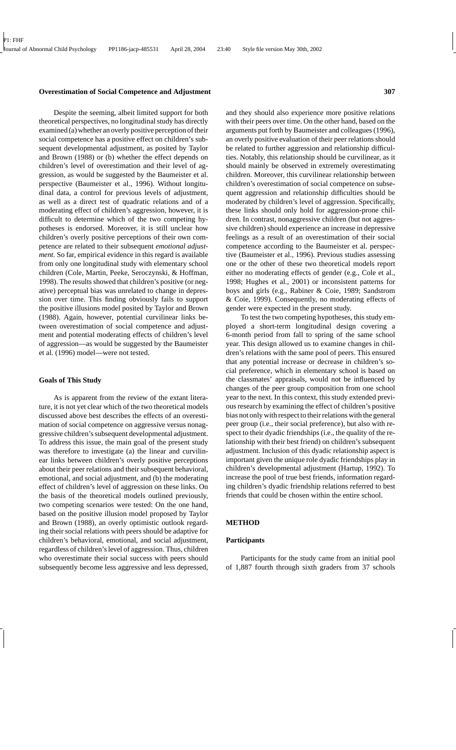Despite the seeming, albeit limited support for both theoretical perspectives, no longitudinal study has directly examined (a) whether an overly positive perception of their social competence has a positive effect on children's subsequent developmental adjustment, as posited by Taylor and Brown (1988) or (b) whether the effect depends on children's level of overestimation and their level of aggression, as would be suggested by the Baumeister et al. perspective (Baumeister et al., 1996). Without longitudinal data, a control for previous levels of adjustment, as well as a direct test of quadratic relations and of a moderating effect of children's aggression, however, it is difficult to determine which of the two competing hypotheses is endorsed. Moreover, it is still unclear how children's overly positive perceptions of their own competence are related to their subsequent *emotional adjustment*. So far, empirical evidence in this regard is available from only one longitudinal study with elementary school children (Cole, Martin, Peeke, Seroczynski, & Hoffman, 1998). The results showed that children's positive (or negative) perceptual bias was unrelated to change in depression over time. This finding obviously fails to support the positive illusions model posited by Taylor and Brown (1988). Again, however, potential curvilinear links between overestimation of social competence and adjustment and potential moderating effects of children's level of aggression—as would be suggested by the Baumeister et al. (1996) model—were not tested.

### Goals of This Study

As is apparent from the review of the extant literature, it is not yet clear which of the two theoretical models discussed above best describes the effects of an overestimation of social competence on aggressive versus nonaggressive children's subsequent developmental adjustment. To address this issue, the main goal of the present study was therefore to investigate (a) the linear and curvilinear links between children's overly positive perceptions about their peer relations and their subsequent behavioral, emotional, and social adjustment, and (b) the moderating effect of children's level of aggression on these links. On the basis of the theoretical models outlined previously, two competing scenarios were tested: On the one hand, based on the positive illusion model proposed by Taylor and Brown (1988), an overly optimistic outlook regarding their social relations with peers should be adaptive for children's behavioral, emotional, and social adjustment, regardless of children's level of aggression. Thus, children who overestimate their social success with peers should subsequently become less aggressive and less depressed, and they should also experience more positive relations with their peers over time. On the other hand, based on the arguments put forth by Baumeister and colleagues (1996), an overly positive evaluation of their peer relations should be related to further aggression and relationship difficulties. Notably, this relationship should be curvilinear, as it should mainly be observed in extremely overestimating children. Moreover, this curvilinear relationship between children's overestimation of social competence on subsequent aggression and relationship difficulties should be moderated by children's level of aggression. Specifically, these links should only hold for aggression-prone children. In contrast, nonaggressive children (but not aggressive children) should experience an increase in depressive feelings as a result of an overestimation of their social competence according to the Baumeister et al. perspective (Baumeister et al., 1996). Previous studies assessing one or the other of these two theoretical models report either no moderating effects of gender (e.g., Cole et al., 1998; Hughes et al., 2001) or inconsistent patterns for boys and girls (e.g., Rabiner & Coie, 1989; Sandstrom & Coie, 1999). Consequently, no moderating effects of gender were expected in the present study.

To test the two competing hypotheses, this study employed a short-term longitudinal design covering a 6-month period from fall to spring of the same school year. This design allowed us to examine changes in children's relations with the same pool of peers. This ensured that any potential increase or decrease in children's social preference, which in elementary school is based on the classmates' appraisals, would not be influenced by changes of the peer group composition from one school year to the next. In this context, this study extended previous research by examining the effect of children's positive bias not only with respect to their relations with the general peer group (i.e., their social preference), but also with respect to their dyadic friendships (i.e., the quality of the relationship with their best friend) on children's subsequent adjustment. Inclusion of this dyadic relationship aspect is important given the unique role dyadic friendships play in children's developmental adjustment (Hartup, 1992). To increase the pool of true best friends, information regarding children's dyadic friendship relations referred to best friends that could be chosen within the entire school.

## METHOD

### Participants

Participants for the study came from an initial pool of 1,887 fourth through sixth graders from 37 schools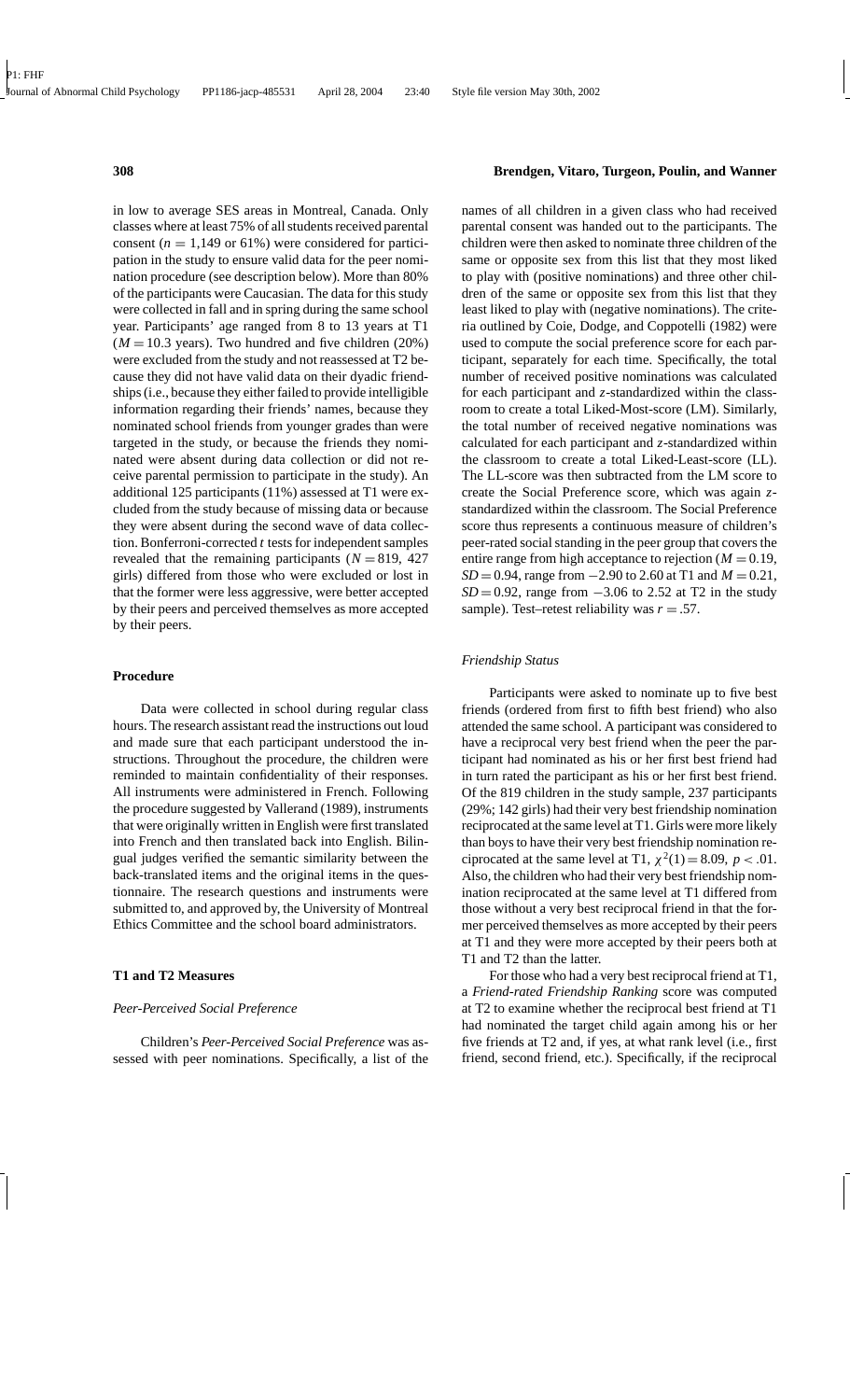in low to average SES areas in Montreal, Canada. Only classes where at least 75% of all students received parental consent ($n = 1{,}149$ or 61%) were considered for participation in the study to ensure valid data for the peer nomination procedure (see description below). More than 80% of the participants were Caucasian. The data for this study were collected in fall and in spring during the same school year. Participants' age ranged from 8 to 13 years at T1 ($M = 10.3$ years). Two hundred and five children (20%) were excluded from the study and not reassessed at T2 because they did not have valid data on their dyadic friendships (i.e., because they either failed to provide intelligible information regarding their friends' names, because they nominated school friends from younger grades than were targeted in the study, or because the friends they nominated were absent during data collection or did not receive parental permission to participate in the study). An additional 125 participants (11%) assessed at T1 were excluded from the study because of missing data or because they were absent during the second wave of data collection. Bonferroni-corrected $t$ tests for independent samples revealed that the remaining participants ($N = 819$, 427 girls) differed from those who were excluded or lost in that the former were less aggressive, were better accepted by their peers and perceived themselves as more accepted by their peers.

## Procedure

Data were collected in school during regular class hours. The research assistant read the instructions out loud and made sure that each participant understood the instructions. Throughout the procedure, the children were reminded to maintain confidentiality of their responses. All instruments were administered in French. Following the procedure suggested by Vallerand (1989), instruments that were originally written in English were first translated into French and then translated back into English. Bilingual judges verified the semantic similarity between the back-translated items and the original items in the questionnaire. The research questions and instruments were submitted to, and approved by, the University of Montreal Ethics Committee and the school board administrators.

## T1 and T2 Measures

### *Peer-Perceived Social Preference*

Children's *Peer-Perceived Social Preference* was assessed with peer nominations. Specifically, a list of the names of all children in a given class who had received parental consent was handed out to the participants. The children were then asked to nominate three children of the same or opposite sex from this list that they most liked to play with (positive nominations) and three other children of the same or opposite sex from this list that they least liked to play with (negative nominations). The criteria outlined by Coie, Dodge, and Coppotelli (1982) were used to compute the social preference score for each participant, separately for each time. Specifically, the total number of received positive nominations was calculated for each participant and $z$-standardized within the classroom to create a total Liked-Most-score (LM). Similarly, the total number of received negative nominations was calculated for each participant and $z$-standardized within the classroom to create a total Liked-Least-score (LL). The LL-score was then subtracted from the LM score to create the Social Preference score, which was again $z$-standardized within the classroom. The Social Preference score thus represents a continuous measure of children's peer-rated social standing in the peer group that covers the entire range from high acceptance to rejection ($M = 0.19$, $SD = 0.94$, range from $-2.90$ to 2.60 at T1 and $M = 0.21$, $SD = 0.92$, range from $-3.06$ to 2.52 at T2 in the study sample). Test–retest reliability was $r = .57$.

### *Friendship Status*

Participants were asked to nominate up to five best friends (ordered from first to fifth best friend) who also attended the same school. A participant was considered to have a reciprocal very best friend when the peer the participant had nominated as his or her first best friend had in turn rated the participant as his or her first best friend. Of the 819 children in the study sample, 237 participants (29%; 142 girls) had their very best friendship nomination reciprocated at the same level at T1. Girls were more likely than boys to have their very best friendship nomination reciprocated at the same level at T1, $\chi^2(1) = 8.09$, $p < .01$. Also, the children who had their very best friendship nomination reciprocated at the same level at T1 differed from those without a very best reciprocal friend in that the former perceived themselves as more accepted by their peers at T1 and they were more accepted by their peers both at T1 and T2 than the latter.

For those who had a very best reciprocal friend at T1, a *Friend-rated Friendship Ranking* score was computed at T2 to examine whether the reciprocal best friend at T1 had nominated the target child again among his or her five friends at T2 and, if yes, at what rank level (i.e., first friend, second friend, etc.). Specifically, if the reciprocal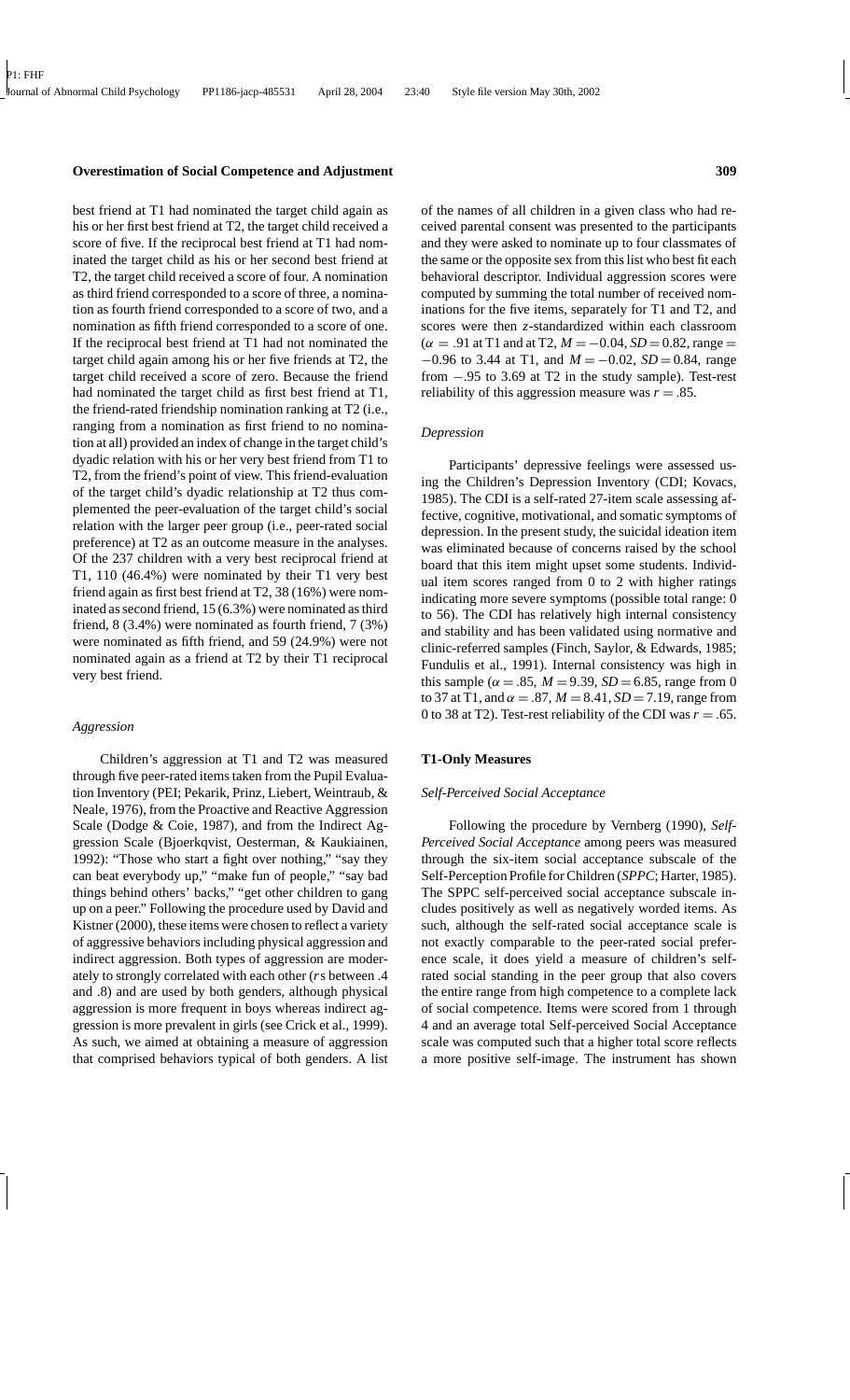best friend at T1 had nominated the target child again as his or her first best friend at T2, the target child received a score of five. If the reciprocal best friend at T1 had nominated the target child as his or her second best friend at T2, the target child received a score of four. A nomination as third friend corresponded to a score of three, a nomination as fourth friend corresponded to a score of two, and a nomination as fifth friend corresponded to a score of one. If the reciprocal best friend at T1 had not nominated the target child again among his or her five friends at T2, the target child received a score of zero. Because the friend had nominated the target child as first best friend at T1, the friend-rated friendship nomination ranking at T2 (i.e., ranging from a nomination as first friend to no nomination at all) provided an index of change in the target child's dyadic relation with his or her very best friend from T1 to T2, from the friend's point of view. This friend-evaluation of the target child's dyadic relationship at T2 thus complemented the peer-evaluation of the target child's social relation with the larger peer group (i.e., peer-rated social preference) at T2 as an outcome measure in the analyses. Of the 237 children with a very best reciprocal friend at T1, 110 (46.4%) were nominated by their T1 very best friend again as first best friend at T2, 38 (16%) were nominated as second friend, 15 (6.3%) were nominated as third friend, 8 (3.4%) were nominated as fourth friend, 7 (3%) were nominated as fifth friend, and 59 (24.9%) were not nominated again as a friend at T2 by their T1 reciprocal very best friend.

### *Aggression*

Children's aggression at T1 and T2 was measured through five peer-rated items taken from the Pupil Evaluation Inventory (PEI; Pekarik, Prinz, Liebert, Weintraub, & Neale, 1976), from the Proactive and Reactive Aggression Scale (Dodge & Coie, 1987), and from the Indirect Aggression Scale (Bjoerkqvist, Oesterman, & Kaukiainen, 1992): "Those who start a fight over nothing," "say they can beat everybody up," "make fun of people," "say bad things behind others' backs," "get other children to gang up on a peer." Following the procedure used by David and Kistner (2000), these items were chosen to reflect a variety of aggressive behaviors including physical aggression and indirect aggression. Both types of aggression are moderately to strongly correlated with each other ($r$s between .4 and .8) and are used by both genders, although physical aggression is more frequent in boys whereas indirect aggression is more prevalent in girls (see Crick et al., 1999). As such, we aimed at obtaining a measure of aggression that comprised behaviors typical of both genders. A list of the names of all children in a given class who had received parental consent was presented to the participants and they were asked to nominate up to four classmates of the same or the opposite sex from this list who best fit each behavioral descriptor. Individual aggression scores were computed by summing the total number of received nominations for the five items, separately for T1 and T2, and scores were then $z$-standardized within each classroom ($\alpha = .91$ at T1 and at T2, $M = -0.04$, $SD = 0.82$, range $= -0.96$ to 3.44 at T1, and $M = -0.02$, $SD = 0.84$, range from $-.95$ to 3.69 at T2 in the study sample). Test-rest reliability of this aggression measure was $r = .85$.

### *Depression*

Participants' depressive feelings were assessed using the Children's Depression Inventory (CDI; Kovacs, 1985). The CDI is a self-rated 27-item scale assessing affective, cognitive, motivational, and somatic symptoms of depression. In the present study, the suicidal ideation item was eliminated because of concerns raised by the school board that this item might upset some students. Individual item scores ranged from 0 to 2 with higher ratings indicating more severe symptoms (possible total range: 0 to 56). The CDI has relatively high internal consistency and stability and has been validated using normative and clinic-referred samples (Finch, Saylor, & Edwards, 1985; Fundulis et al., 1991). Internal consistency was high in this sample ($\alpha = .85$, $M = 9.39$, $SD = 6.85$, range from 0 to 37 at T1, and $\alpha = .87$, $M = 8.41$, $SD = 7.19$, range from 0 to 38 at T2). Test-rest reliability of the CDI was $r = .65$.

## T1-Only Measures

### *Self-Perceived Social Acceptance*

Following the procedure by Vernberg (1990), *Self-Perceived Social Acceptance* among peers was measured through the six-item social acceptance subscale of the Self-Perception Profile for Children (*SPPC*; Harter, 1985). The SPPC self-perceived social acceptance subscale includes positively as well as negatively worded items. As such, although the self-rated social acceptance scale is not exactly comparable to the peer-rated social preference scale, it does yield a measure of children's self-rated social standing in the peer group that also covers the entire range from high competence to a complete lack of social competence. Items were scored from 1 through 4 and an average total Self-perceived Social Acceptance scale was computed such that a higher total score reflects a more positive self-image. The instrument has shown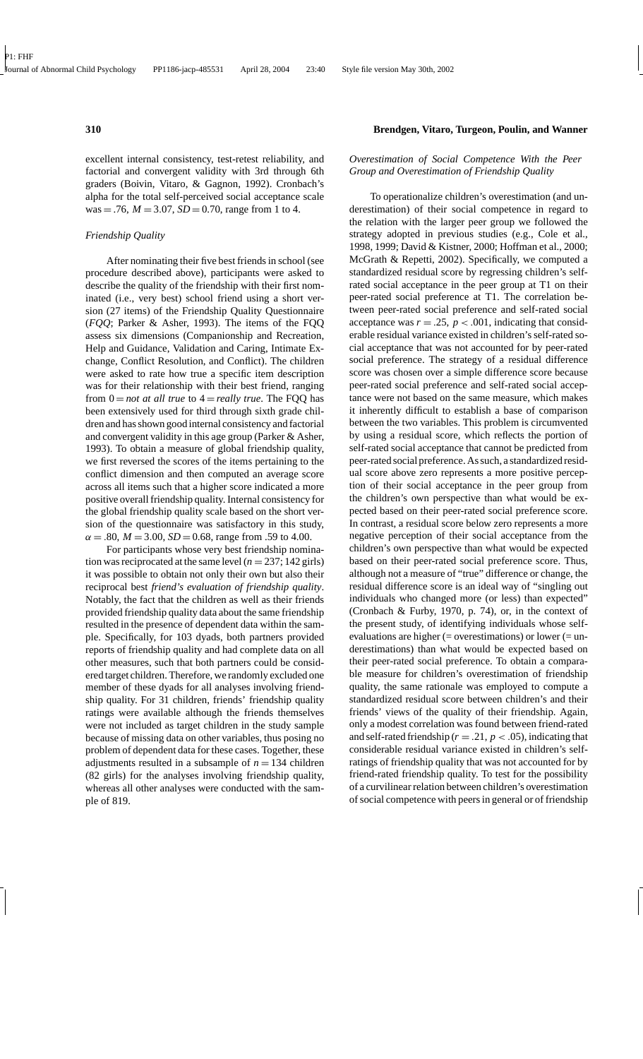excellent internal consistency, test-retest reliability, and factorial and convergent validity with 3rd through 6th graders (Boivin, Vitaro, & Gagnon, 1992). Cronbach's alpha for the total self-perceived social acceptance scale was = .76, $M = 3.07$, $SD = 0.70$, range from 1 to 4.

### *Friendship Quality*

After nominating their five best friends in school (see procedure described above), participants were asked to describe the quality of the friendship with their first nominated (i.e., very best) school friend using a short version (27 items) of the Friendship Quality Questionnaire (*FQQ*; Parker & Asher, 1993). The items of the FQQ assess six dimensions (Companionship and Recreation, Help and Guidance, Validation and Caring, Intimate Exchange, Conflict Resolution, and Conflict). The children were asked to rate how true a specific item description was for their relationship with their best friend, ranging from 0 = *not at all true* to 4 = *really true*. The FQQ has been extensively used for third through sixth grade children and has shown good internal consistency and factorial and convergent validity in this age group (Parker & Asher, 1993). To obtain a measure of global friendship quality, we first reversed the scores of the items pertaining to the conflict dimension and then computed an average score across all items such that a higher score indicated a more positive overall friendship quality. Internal consistency for the global friendship quality scale based on the short version of the questionnaire was satisfactory in this study, $\alpha = .80$, $M = 3.00$, $SD = 0.68$, range from .59 to 4.00.

For participants whose very best friendship nomination was reciprocated at the same level ($n = 237$; 142 girls) it was possible to obtain not only their own but also their reciprocal best *friend's evaluation of friendship quality*. Notably, the fact that the children as well as their friends provided friendship quality data about the same friendship resulted in the presence of dependent data within the sample. Specifically, for 103 dyads, both partners provided reports of friendship quality and had complete data on all other measures, such that both partners could be considered target children. Therefore, we randomly excluded one member of these dyads for all analyses involving friendship quality. For 31 children, friends' friendship quality ratings were available although the friends themselves were not included as target children in the study sample because of missing data on other variables, thus posing no problem of dependent data for these cases. Together, these adjustments resulted in a subsample of $n = 134$ children (82 girls) for the analyses involving friendship quality, whereas all other analyses were conducted with the sample of 819.

### *Overestimation of Social Competence With the Peer Group and Overestimation of Friendship Quality*

To operationalize children's overestimation (and underestimation) of their social competence in regard to the relation with the larger peer group we followed the strategy adopted in previous studies (e.g., Cole et al., 1998, 1999; David & Kistner, 2000; Hoffman et al., 2000; McGrath & Repetti, 2002). Specifically, we computed a standardized residual score by regressing children's self-rated social acceptance in the peer group at T1 on their peer-rated social preference at T1. The correlation between peer-rated social preference and self-rated social acceptance was $r = .25$, $p < .001$, indicating that considerable residual variance existed in children's self-rated social acceptance that was not accounted for by peer-rated social preference. The strategy of a residual difference score was chosen over a simple difference score because peer-rated social preference and self-rated social acceptance were not based on the same measure, which makes it inherently difficult to establish a base of comparison between the two variables. This problem is circumvented by using a residual score, which reflects the portion of self-rated social acceptance that cannot be predicted from peer-rated social preference. As such, a standardized residual score above zero represents a more positive perception of their social acceptance in the peer group from the children's own perspective than what would be expected based on their peer-rated social preference score. In contrast, a residual score below zero represents a more negative perception of their social acceptance from the children's own perspective than what would be expected based on their peer-rated social preference score. Thus, although not a measure of "true" difference or change, the residual difference score is an ideal way of "singling out individuals who changed more (or less) than expected" (Cronbach & Furby, 1970, p. 74), or, in the context of the present study, of identifying individuals whose self-evaluations are higher (= overestimations) or lower (= underestimations) than what would be expected based on their peer-rated social preference. To obtain a comparable measure for children's overestimation of friendship quality, the same rationale was employed to compute a standardized residual score between children's and their friends' views of the quality of their friendship. Again, only a modest correlation was found between friend-rated and self-rated friendship ($r = .21$, $p < .05$), indicating that considerable residual variance existed in children's self-ratings of friendship quality that was not accounted for by friend-rated friendship quality. To test for the possibility of a curvilinear relation between children's overestimation of social competence with peers in general or of friendship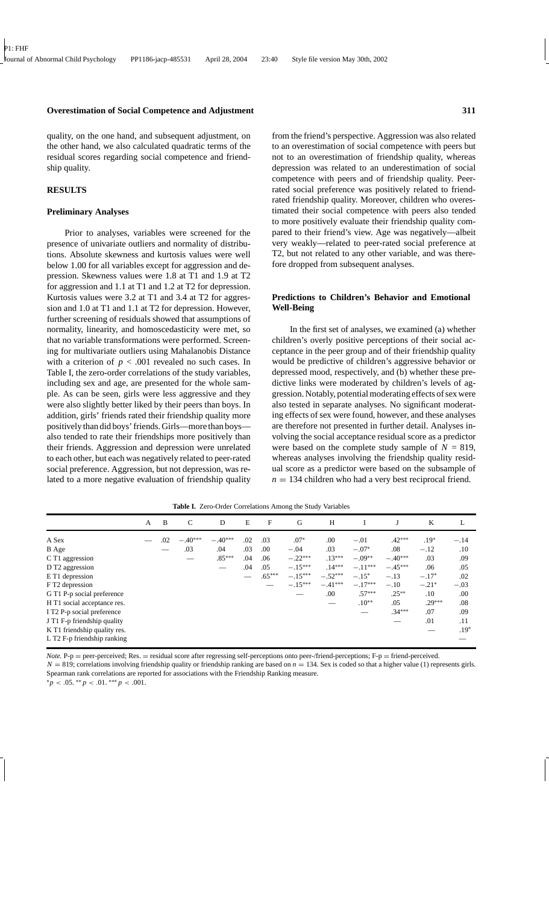quality, on the one hand, and subsequent adjustment, on the other hand, we also calculated quadratic terms of the residual scores regarding social competence and friendship quality.

## RESULTS

### Preliminary Analyses

Prior to analyses, variables were screened for the presence of univariate outliers and normality of distributions. Absolute skewness and kurtosis values were well below 1.00 for all variables except for aggression and depression. Skewness values were 1.8 at T1 and 1.9 at T2 for aggression and 1.1 at T1 and 1.2 at T2 for depression. Kurtosis values were 3.2 at T1 and 3.4 at T2 for aggression and 1.0 at T1 and 1.1 at T2 for depression. However, further screening of residuals showed that assumptions of normality, linearity, and homoscedasticity were met, so that no variable transformations were performed. Screening for multivariate outliers using Mahalanobis Distance with a criterion of $p < .001$ revealed no such cases. In Table I, the zero-order correlations of the study variables, including sex and age, are presented for the whole sample. As can be seen, girls were less aggressive and they were also slightly better liked by their peers than boys. In addition, girls' friends rated their friendship quality more positively than did boys' friends. Girls—more than boys—also tended to rate their friendships more positively than their friends. Aggression and depression were unrelated to each other, but each was negatively related to peer-rated social preference. Aggression, but not depression, was related to a more negative evaluation of friendship quality from the friend's perspective. Aggression was also related to an overestimation of social competence with peers but not to an overestimation of friendship quality, whereas depression was related to an underestimation of social competence with peers and of friendship quality. Peer-rated social preference was positively related to friend-rated friendship quality. Moreover, children who overestimated their social competence with peers also tended to more positively evaluate their friendship quality compared to their friend's view. Age was negatively—albeit very weakly—related to peer-rated social preference at T2, but not related to any other variable, and was therefore dropped from subsequent analyses.

### Predictions to Children's Behavior and Emotional Well-Being

In the first set of analyses, we examined (a) whether children's overly positive perceptions of their social acceptance in the peer group and of their friendship quality would be predictive of children's aggressive behavior or depressed mood, respectively, and (b) whether these predictive links were moderated by children's levels of aggression. Notably, potential moderating effects of sex were also tested in separate analyses. No significant moderating effects of sex were found, however, and these analyses are therefore not presented in further detail. Analyses involving the social acceptance residual score as a predictor were based on the complete study sample of $N = 819$, whereas analyses involving the friendship quality residual score as a predictor were based on the subsample of $n = 134$ children who had a very best reciprocal friend.

**Table I.** Zero-Order Correlations Among the Study Variables

| | A | B | C | D | E | F | G | H | I | J | K | L |
|---|---|---|---|---|---|---|---|---|---|---|---|---|
| A Sex | — | .02 | −.40*** | −.40*** | .02 | .03 | .07* | .00 | −.01 | .42*** | .19* | −.14 |
| B Age | | — | .03 | .04 | .03 | .00 | −.04 | .03 | −.07* | .08 | −.12 | .10 |
| C T1 aggression | | | — | .85*** | .04 | .06 | −.22*** | .13*** | −.09** | −.40*** | .03 | .09 |
| D T2 aggression | | | | — | .04 | .05 | −.15*** | .14*** | −.11*** | −.45*** | .06 | .05 |
| E T1 depression | | | | | — | .65*** | −.15*** | −.52*** | −.15* | −.13 | −.17* | .02 |
| F T2 depression | | | | | | — | −.15*** | −.41*** | −.17*** | −.10 | −.21* | −.03 |
| G T1 P-p social preference | | | | | | | — | .00 | .57*** | .25** | .10 | .00 |
| H T1 social acceptance res. | | | | | | | | — | .10** | .05 | .29*** | .08 |
| I T2 P-p social preference | | | | | | | | | — | .34*** | .07 | .09 |
| J T1 F-p friendship quality | | | | | | | | | | — | .01 | .11 |
| K T1 friendship quality res. | | | | | | | | | | | — | .19* |
| L T2 F-p friendship ranking | | | | | | | | | | | | — |

*Note.* P-p = peer-perceived; Res. = residual score after regressing self-perceptions onto peer-/friend-perceptions; F-p = friend-perceived.
$N = 819$; correlations involving friendship quality or friendship ranking are based on $n = 134$. Sex is coded so that a higher value (1) represents girls. Spearman rank correlations are reported for associations with the Friendship Ranking measure.
*$p < .05$. **$p < .01$. ***$p < .001$.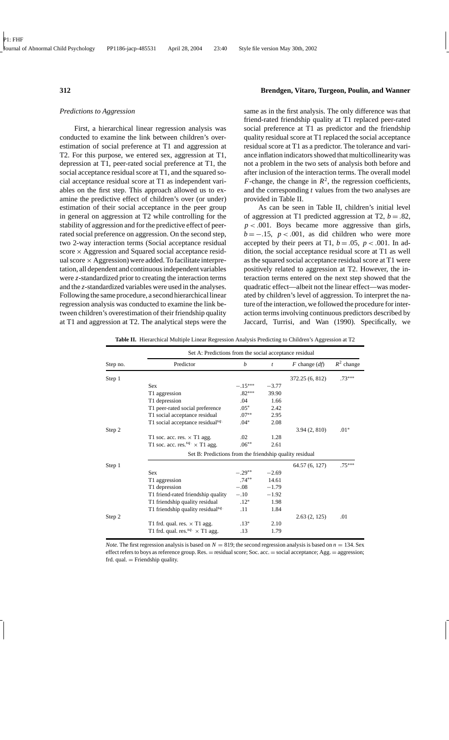### *Predictions to Aggression*

First, a hierarchical linear regression analysis was conducted to examine the link between children's overestimation of social preference at T1 and aggression at T2. For this purpose, we entered sex, aggression at T1, depression at T1, peer-rated social preference at T1, the social acceptance residual score at T1, and the squared social acceptance residual score at T1 as independent variables on the first step. This approach allowed us to examine the predictive effect of children's over (or under) estimation of their social acceptance in the peer group in general on aggression at T2 while controlling for the stability of aggression and for the predictive effect of peer-rated social preference on aggression. On the second step, two 2-way interaction terms (Social acceptance residual score × Aggression and Squared social acceptance residual score × Aggression) were added. To facilitate interpretation, all dependent and continuous independent variables were *z*-standardized prior to creating the interaction terms and the *z*-standardized variables were used in the analyses. Following the same procedure, a second hierarchical linear regression analysis was conducted to examine the link between children's overestimation of their friendship quality at T1 and aggression at T2. The analytical steps were the same as in the first analysis. The only difference was that friend-rated friendship quality at T1 replaced peer-rated social preference at T1 as predictor and the friendship quality residual score at T1 replaced the social acceptance residual score at T1 as a predictor. The tolerance and variance inflation indicators showed that multicollinearity was not a problem in the two sets of analysis both before and after inclusion of the interaction terms. The overall model *F*-change, the change in $R^2$, the regression coefficients, and the corresponding *t* values from the two analyses are provided in Table II.

As can be seen in Table II, children's initial level of aggression at T1 predicted aggression at T2, $b = .82$, $p < .001$. Boys became more aggressive than girls, $b = -.15$, $p < .001$, as did children who were more accepted by their peers at T1, $b = .05$, $p < .001$. In addition, the social acceptance residual score at T1 as well as the squared social acceptance residual score at T1 were positively related to aggression at T2. However, the interaction terms entered on the next step showed that the quadratic effect—albeit not the linear effect—was moderated by children's level of aggression. To interpret the nature of the interaction, we followed the procedure for interaction terms involving continuous predictors described by Jaccard, Turrisi, and Wan (1990). Specifically, we

**Table II.** Hierarchical Multiple Linear Regression Analysis Predicting to Children's Aggression at T2

| Step no. | Predictor | $b$ | $t$ | $F$ change ($df$) | $R^2$ change |
|---|---|---|---|---|---|
| | Set A: Predictions from the social acceptance residual | | | | |
| Step 1 | | | | 372.25 (6, 812) | .73*** |
| | Sex | −.15*** | −3.77 | | |
| | T1 aggression | .82*** | 39.90 | | |
| | T1 depression | .04 | 1.66 | | |
| | T1 peer-rated social preference | .05* | 2.42 | | |
| | T1 social acceptance residual | .07** | 2.95 | | |
| | T1 social acceptance residual$^{sq.}$ | .04* | 2.08 | | |
| Step 2 | | | | 3.94 (2, 810) | .01* |
| | T1 soc. acc. res. × T1 agg. | .02 | 1.28 | | |
| | T1 soc. acc. res.$^{sq.}$ × T1 agg. | .06** | 2.61 | | |
| | Set B: Predictions from the friendship quality residual | | | | |
| Step 1 | | | | 64.57 (6, 127) | .75*** |
| | Sex | −.29** | −2.69 | | |
| | T1 aggression | .74** | 14.61 | | |
| | T1 depression | −.08 | −1.79 | | |
| | T1 friend-rated friendship quality | −.10 | −1.92 | | |
| | T1 friendship quality residual | .12* | 1.98 | | |
| | T1 friendship quality residual$^{sq.}$ | .11 | 1.84 | | |
| Step 2 | | | | 2.63 (2, 125) | .01 |
| | T1 frd. qual. res. × T1 agg. | .13* | 2.10 | | |
| | T1 frd. qual. res.$^{sq.}$ × T1 agg. | .13 | 1.79 | | |

*Note.* The first regression analysis is based on $N = 819$; the second regression analysis is based on $n = 134$. Sex effect refers to boys as reference group. Res. = residual score; Soc. acc. = social acceptance; Agg. = aggression; frd. qual. = Friendship quality.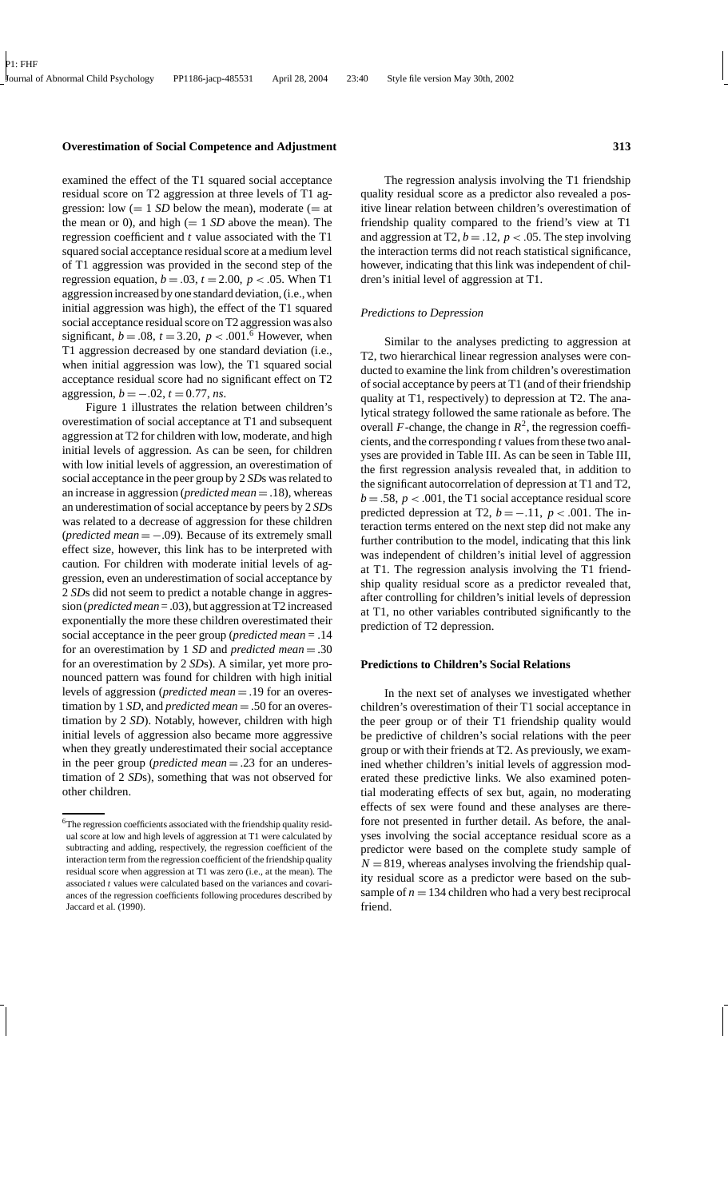examined the effect of the T1 squared social acceptance residual score on T2 aggression at three levels of T1 aggression: low (= 1 *SD* below the mean), moderate (= at the mean or 0), and high (= 1 *SD* above the mean). The regression coefficient and $t$ value associated with the T1 squared social acceptance residual score at a medium level of T1 aggression was provided in the second step of the regression equation, $b = .03$, $t = 2.00$, $p < .05$. When T1 aggression increased by one standard deviation, (i.e., when initial aggression was high), the effect of the T1 squared social acceptance residual score on T2 aggression was also significant, $b = .08$, $t = 3.20$, $p < .001$.[6] However, when T1 aggression decreased by one standard deviation (i.e., when initial aggression was low), the T1 squared social acceptance residual score had no significant effect on T2 aggression, $b = -.02$, $t = 0.77$, *ns*.

Figure 1 illustrates the relation between children's overestimation of social acceptance at T1 and subsequent aggression at T2 for children with low, moderate, and high initial levels of aggression. As can be seen, for children with low initial levels of aggression, an overestimation of social acceptance in the peer group by 2 *SD*s was related to an increase in aggression (*predicted mean* = .18), whereas an underestimation of social acceptance by peers by 2 *SD*s was related to a decrease of aggression for these children (*predicted mean* = −.09). Because of its extremely small effect size, however, this link has to be interpreted with caution. For children with moderate initial levels of aggression, even an underestimation of social acceptance by 2 *SD*s did not seem to predict a notable change in aggression (*predicted mean* = .03), but aggression at T2 increased exponentially the more these children overestimated their social acceptance in the peer group (*predicted mean* = .14 for an overestimation by 1 *SD* and *predicted mean* = .30 for an overestimation by 2 *SD*s). A similar, yet more pronounced pattern was found for children with high initial levels of aggression (*predicted mean* = .19 for an overestimation by 1 *SD*, and *predicted mean* = .50 for an overestimation by 2 *SD*). Notably, however, children with high initial levels of aggression also became more aggressive when they greatly underestimated their social acceptance in the peer group (*predicted mean* = .23 for an underestimation of 2 *SD*s), something that was not observed for other children.

The regression analysis involving the T1 friendship quality residual score as a predictor also revealed a positive linear relation between children's overestimation of friendship quality compared to the friend's view at T1 and aggression at T2, $b = .12$, $p < .05$. The step involving the interaction terms did not reach statistical significance, however, indicating that this link was independent of children's initial level of aggression at T1.

### *Predictions to Depression*

Similar to the analyses predicting to aggression at T2, two hierarchical linear regression analyses were conducted to examine the link from children's overestimation of social acceptance by peers at T1 (and of their friendship quality at T1, respectively) to depression at T2. The analytical strategy followed the same rationale as before. The overall $F$-change, the change in $R^2$, the regression coefficients, and the corresponding $t$ values from these two analyses are provided in Table III. As can be seen in Table III, the first regression analysis revealed that, in addition to the significant autocorrelation of depression at T1 and T2, $b = .58$, $p < .001$, the T1 social acceptance residual score predicted depression at T2, $b = -.11$, $p < .001$. The interaction terms entered on the next step did not make any further contribution to the model, indicating that this link was independent of children's initial level of aggression at T1. The regression analysis involving the T1 friendship quality residual score as a predictor revealed that, after controlling for children's initial levels of depression at T1, no other variables contributed significantly to the prediction of T2 depression.

## Predictions to Children's Social Relations

In the next set of analyses we investigated whether children's overestimation of their T1 social acceptance in the peer group or of their T1 friendship quality would be predictive of children's social relations with the peer group or with their friends at T2. As previously, we examined whether children's initial levels of aggression moderated these predictive links. We also examined potential moderating effects of sex but, again, no moderating effects of sex were found and these analyses are therefore not presented in further detail. As before, the analyses involving the social acceptance residual score as a predictor were based on the complete study sample of $N = 819$, whereas analyses involving the friendship quality residual score as a predictor were based on the subsample of $n = 134$ children who had a very best reciprocal friend.

---

[6] The regression coefficients associated with the friendship quality residual score at low and high levels of aggression at T1 were calculated by subtracting and adding, respectively, the regression coefficient of the interaction term from the regression coefficient of the friendship quality residual score when aggression at T1 was zero (i.e., at the mean). The associated $t$ values were calculated based on the variances and covariances of the regression coefficients following procedures described by Jaccard et al. (1990).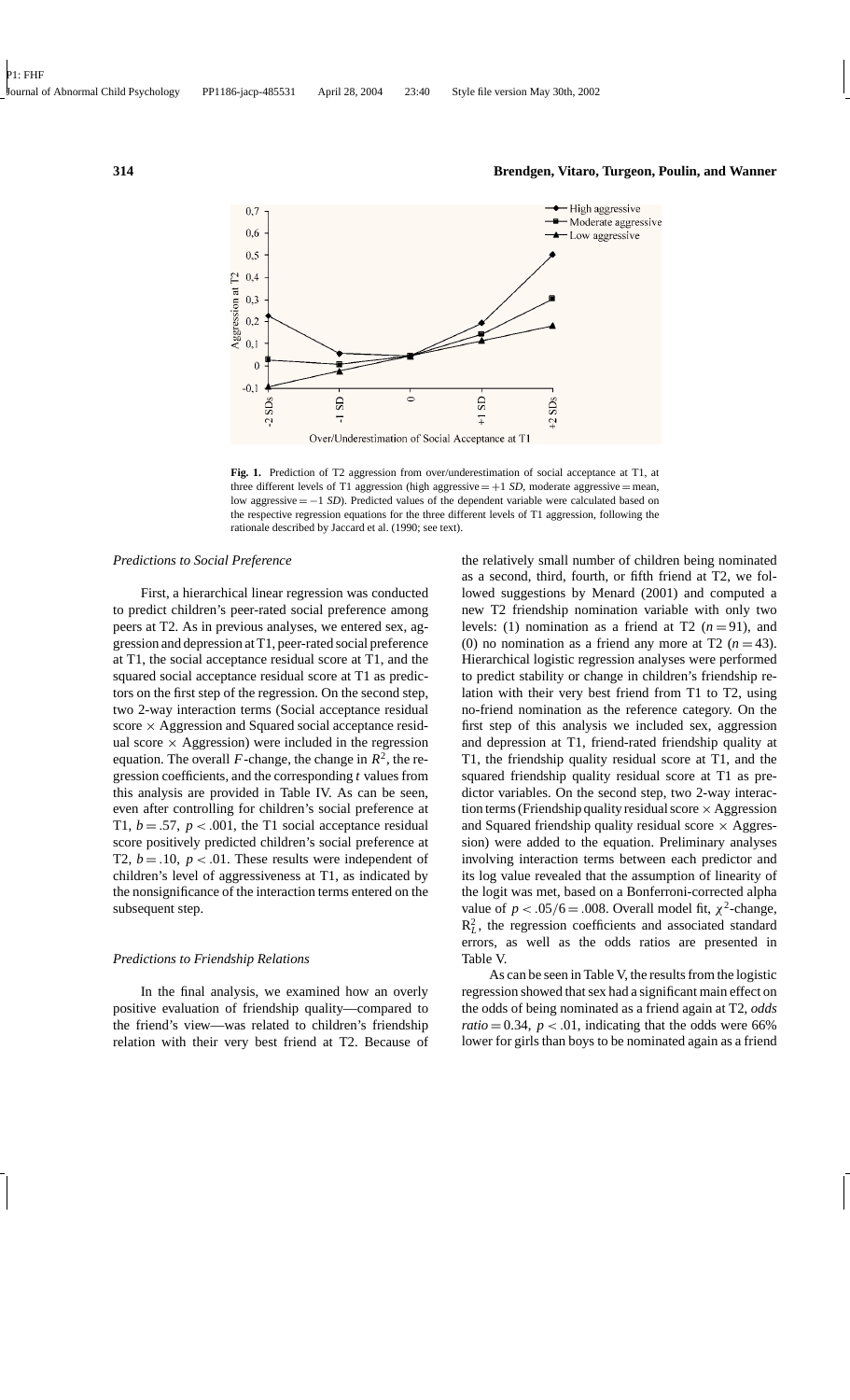**Fig. 1.** Prediction of T2 aggression from over/underestimation of social acceptance at T1, at three different levels of T1 aggression (high aggressive = +1 *SD*, moderate aggressive = mean, low aggressive = −1 *SD*). Predicted values of the dependent variable were calculated based on the respective regression equations for the three different levels of T1 aggression, following the rationale described by Jaccard et al. (1990; see text).

### *Predictions to Social Preference*

First, a hierarchical linear regression was conducted to predict children's peer-rated social preference among peers at T2. As in previous analyses, we entered sex, aggression and depression at T1, peer-rated social preference at T1, the social acceptance residual score at T1, and the squared social acceptance residual score at T1 as predictors on the first step of the regression. On the second step, two 2-way interaction terms (Social acceptance residual score × Aggression and Squared social acceptance residual score × Aggression) were included in the regression equation. The overall $F$-change, the change in $R^2$, the regression coefficients, and the corresponding $t$ values from this analysis are provided in Table IV. As can be seen, even after controlling for children's social preference at T1, $b = .57$, $p < .001$, the T1 social acceptance residual score positively predicted children's social preference at T2, $b = .10$, $p < .01$. These results were independent of children's level of aggressiveness at T1, as indicated by the nonsignificance of the interaction terms entered on the subsequent step.

### *Predictions to Friendship Relations*

In the final analysis, we examined how an overly positive evaluation of friendship quality—compared to the friend's view—was related to children's friendship relation with their very best friend at T2. Because of the relatively small number of children being nominated as a second, third, fourth, or fifth friend at T2, we followed suggestions by Menard (2001) and computed a new T2 friendship nomination variable with only two levels: (1) nomination as a friend at T2 ($n = 91$), and (0) no nomination as a friend any more at T2 ($n = 43$). Hierarchical logistic regression analyses were performed to predict stability or change in children's friendship relation with their very best friend from T1 to T2, using no-friend nomination as the reference category. On the first step of this analysis we included sex, aggression and depression at T1, friend-rated friendship quality at T1, the friendship quality residual score at T1, and the squared friendship quality residual score at T1 as predictor variables. On the second step, two 2-way interaction terms (Friendship quality residual score × Aggression and Squared friendship quality residual score × Aggression) were added to the equation. Preliminary analyses involving interaction terms between each predictor and its log value revealed that the assumption of linearity of the logit was met, based on a Bonferroni-corrected alpha value of $p < .05/6 = .008$. Overall model fit, $\chi^2$-change, $R^2_L$, the regression coefficients and associated standard errors, as well as the odds ratios are presented in Table V.

As can be seen in Table V, the results from the logistic regression showed that sex had a significant main effect on the odds of being nominated as a friend again at T2, *odds ratio* = 0.34, $p < .01$, indicating that the odds were 66% lower for girls than boys to be nominated again as a friend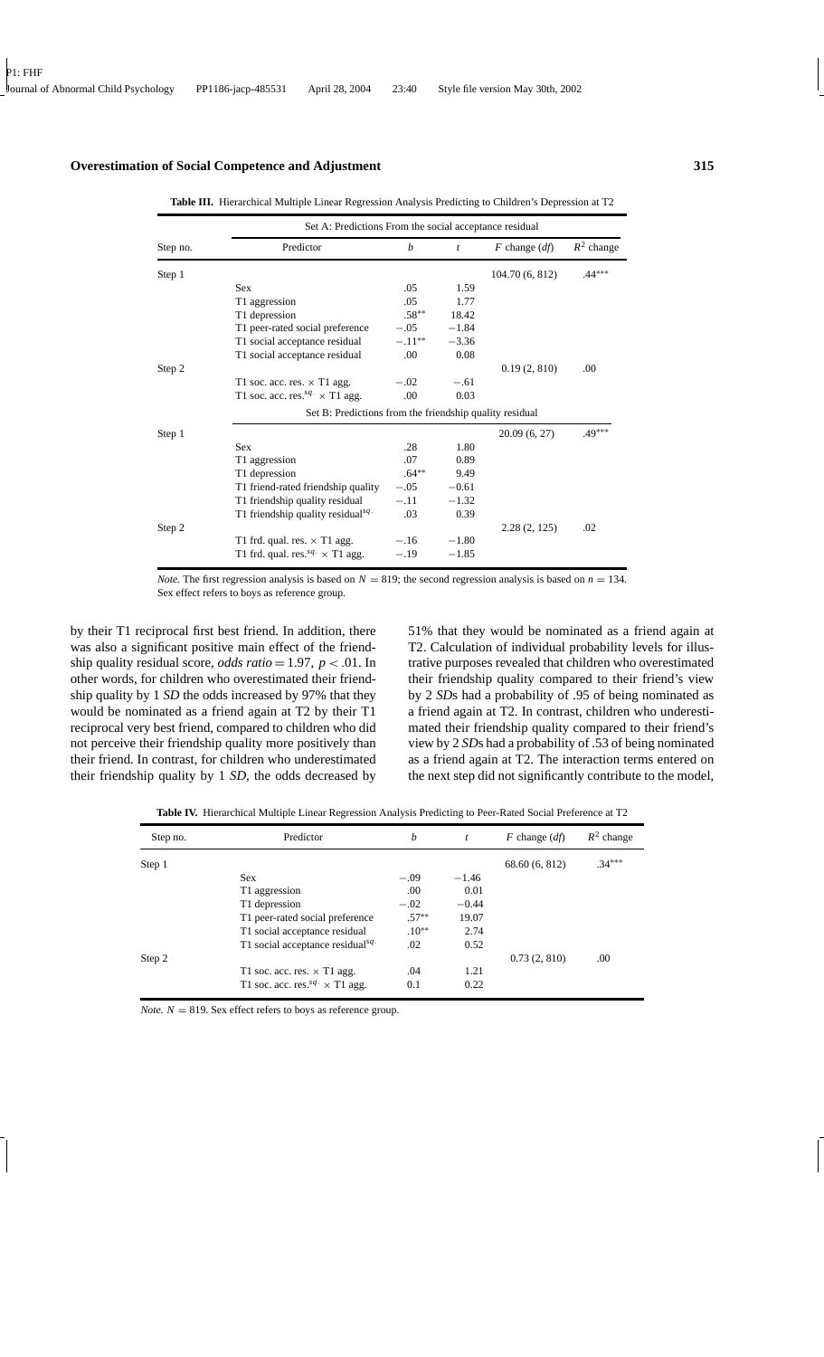**Table III.** Hierarchical Multiple Linear Regression Analysis Predicting to Children's Depression at T2

| Step no. | Predictor | $b$ | $t$ | $F$ change ($df$) | $R^2$ change |
|---|---|---|---|---|---|
| | Set A: Predictions From the social acceptance residual | | | | |
| Step 1 | | | | 104.70 (6, 812) | .44*** |
| | Sex | .05 | 1.59 | | |
| | T1 aggression | .05 | 1.77 | | |
| | T1 depression | .58** | 18.42 | | |
| | T1 peer-rated social preference | −.05 | −1.84 | | |
| | T1 social acceptance residual | −.11** | −3.36 | | |
| | T1 social acceptance residual | .00 | 0.08 | | |
| Step 2 | | | | 0.19 (2, 810) | .00 |
| | T1 soc. acc. res. × T1 agg. | −.02 | −.61 | | |
| | T1 soc. acc. res.$^{sq.}$ × T1 agg. | .00 | 0.03 | | |
| | Set B: Predictions from the friendship quality residual | | | | |
| Step 1 | | | | 20.09 (6, 27) | .49*** |
| | Sex | .28 | 1.80 | | |
| | T1 aggression | .07 | 0.89 | | |
| | T1 depression | .64** | 9.49 | | |
| | T1 friend-rated friendship quality | −.05 | −0.61 | | |
| | T1 friendship quality residual | −.11 | −1.32 | | |
| | T1 friendship quality residual$^{sq.}$ | .03 | 0.39 | | |
| Step 2 | | | | 2.28 (2, 125) | .02 |
| | T1 frd. qual. res. × T1 agg. | −.16 | −1.80 | | |
| | T1 frd. qual. res.$^{sq.}$ × T1 agg. | −.19 | −1.85 | | |

*Note.* The first regression analysis is based on $N = 819$; the second regression analysis is based on $n = 134$. Sex effect refers to boys as reference group.

by their T1 reciprocal first best friend. In addition, there was also a significant positive main effect of the friendship quality residual score, *odds ratio* = 1.97, $p < .01$. In other words, for children who overestimated their friendship quality by 1 *SD* the odds increased by 97% that they would be nominated as a friend again at T2 by their T1 reciprocal very best friend, compared to children who did not perceive their friendship quality more positively than their friend. In contrast, for children who underestimated their friendship quality by 1 *SD*, the odds decreased by 51% that they would be nominated as a friend again at T2. Calculation of individual probability levels for illustrative purposes revealed that children who overestimated their friendship quality compared to their friend's view by 2 *SD*s had a probability of .95 of being nominated as a friend again at T2. In contrast, children who underestimated their friendship quality compared to their friend's view by 2 *SD*s had a probability of .53 of being nominated as a friend again at T2. The interaction terms entered on the next step did not significantly contribute to the model,

**Table IV.** Hierarchical Multiple Linear Regression Analysis Predicting to Peer-Rated Social Preference at T2

| Step no. | Predictor | $b$ | $t$ | $F$ change ($df$) | $R^2$ change |
|---|---|---|---|---|---|
| Step 1 | | | | 68.60 (6, 812) | .34*** |
| | Sex | −.09 | −1.46 | | |
| | T1 aggression | .00 | 0.01 | | |
| | T1 depression | −.02 | −0.44 | | |
| | T1 peer-rated social preference | .57** | 19.07 | | |
| | T1 social acceptance residual | .10** | 2.74 | | |
| | T1 social acceptance residual$^{sq.}$ | .02 | 0.52 | | |
| Step 2 | | | | 0.73 (2, 810) | .00 |
| | T1 soc. acc. res. × T1 agg. | .04 | 1.21 | | |
| | T1 soc. acc. res.$^{sq.}$ × T1 agg. | 0.1 | 0.22 | | |

*Note.* $N = 819$. Sex effect refers to boys as reference group.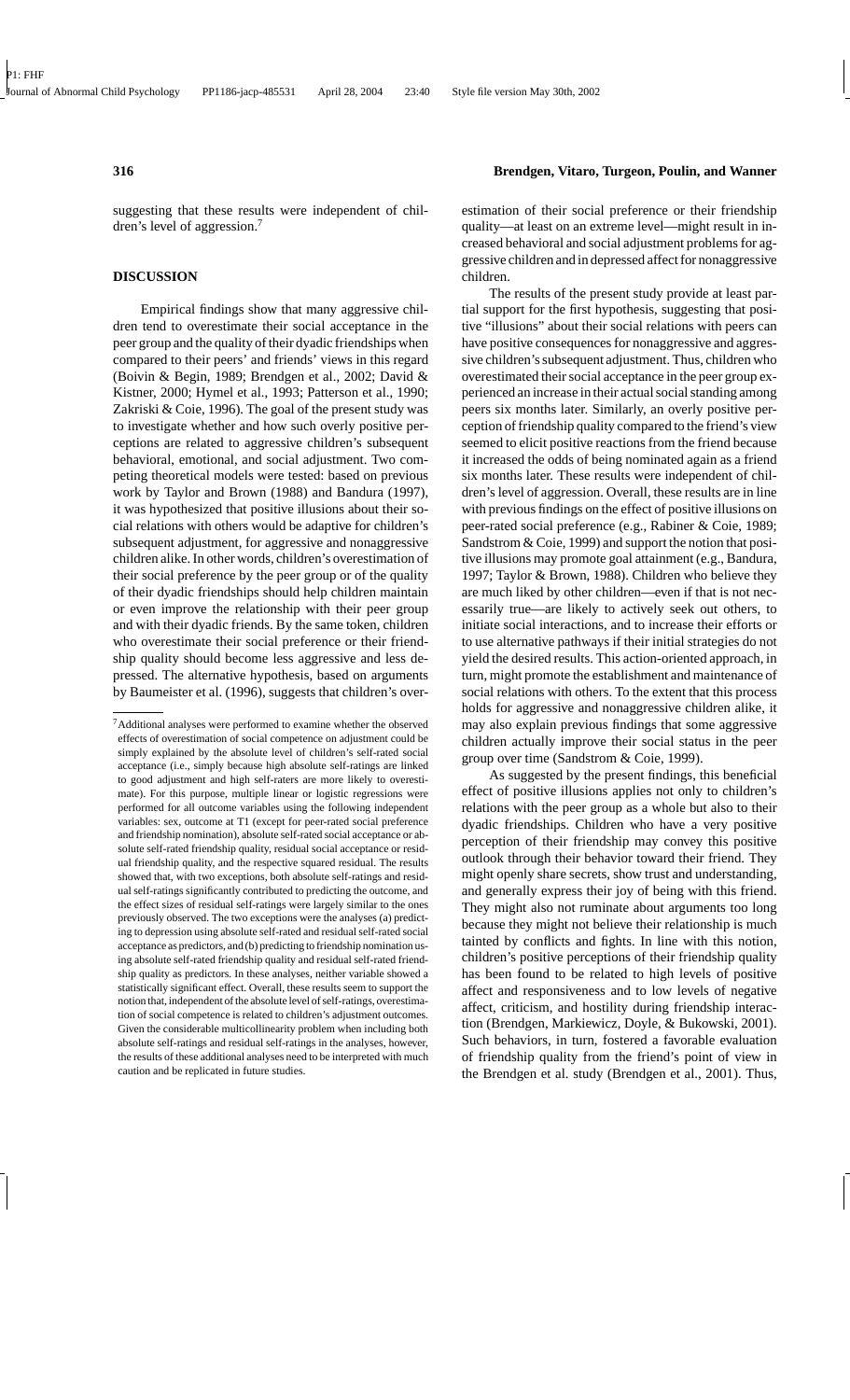suggesting that these results were independent of children's level of aggression.[7]

## DISCUSSION

Empirical findings show that many aggressive children tend to overestimate their social acceptance in the peer group and the quality of their dyadic friendships when compared to their peers' and friends' views in this regard (Boivin & Begin, 1989; Brendgen et al., 2002; David & Kistner, 2000; Hymel et al., 1993; Patterson et al., 1990; Zakriski & Coie, 1996). The goal of the present study was to investigate whether and how such overly positive perceptions are related to aggressive children's subsequent behavioral, emotional, and social adjustment. Two competing theoretical models were tested: based on previous work by Taylor and Brown (1988) and Bandura (1997), it was hypothesized that positive illusions about their social relations with others would be adaptive for children's subsequent adjustment, for aggressive and nonaggressive children alike. In other words, children's overestimation of their social preference by the peer group or of the quality of their dyadic friendships should help children maintain or even improve the relationship with their peer group and with their dyadic friends. By the same token, children who overestimate their social preference or their friendship quality should become less aggressive and less depressed. The alternative hypothesis, based on arguments by Baumeister et al. (1996), suggests that children's overestimation of their social preference or their friendship quality—at least on an extreme level—might result in increased behavioral and social adjustment problems for aggressive children and in depressed affect for nonaggressive children.

The results of the present study provide at least partial support for the first hypothesis, suggesting that positive "illusions" about their social relations with peers can have positive consequences for nonaggressive and aggressive children's subsequent adjustment. Thus, children who overestimated their social acceptance in the peer group experienced an increase in their actual social standing among peers six months later. Similarly, an overly positive perception of friendship quality compared to the friend's view seemed to elicit positive reactions from the friend because it increased the odds of being nominated again as a friend six months later. These results were independent of children's level of aggression. Overall, these results are in line with previous findings on the effect of positive illusions on peer-rated social preference (e.g., Rabiner & Coie, 1989; Sandstrom & Coie, 1999) and support the notion that positive illusions may promote goal attainment (e.g., Bandura, 1997; Taylor & Brown, 1988). Children who believe they are much liked by other children—even if that is not necessarily true—are likely to actively seek out others, to initiate social interactions, and to increase their efforts or to use alternative pathways if their initial strategies do not yield the desired results. This action-oriented approach, in turn, might promote the establishment and maintenance of social relations with others. To the extent that this process holds for aggressive and nonaggressive children alike, it may also explain previous findings that some aggressive children actually improve their social status in the peer group over time (Sandstrom & Coie, 1999).

As suggested by the present findings, this beneficial effect of positive illusions applies not only to children's relations with the peer group as a whole but also to their dyadic friendships. Children who have a very positive perception of their friendship may convey this positive outlook through their behavior toward their friend. They might openly share secrets, show trust and understanding, and generally express their joy of being with this friend. They might also not ruminate about arguments too long because they might not believe their relationship is much tainted by conflicts and fights. In line with this notion, children's positive perceptions of their friendship quality has been found to be related to high levels of positive affect and responsiveness and to low levels of negative affect, criticism, and hostility during friendship interaction (Brendgen, Markiewicz, Doyle, & Bukowski, 2001). Such behaviors, in turn, fostered a favorable evaluation of friendship quality from the friend's point of view in the Brendgen et al. study (Brendgen et al., 2001). Thus,

[7] Additional analyses were performed to examine whether the observed effects of overestimation of social competence on adjustment could be simply explained by the absolute level of children's self-rated social acceptance (i.e., simply because high absolute self-ratings are linked to good adjustment and high self-raters are more likely to overestimate). For this purpose, multiple linear or logistic regressions were performed for all outcome variables using the following independent variables: sex, outcome at T1 (except for peer-rated social preference and friendship nomination), absolute self-rated social acceptance or absolute self-rated friendship quality, residual social acceptance or residual friendship quality, and the respective squared residual. The results showed that, with two exceptions, both absolute self-ratings and residual self-ratings significantly contributed to predicting the outcome, and the effect sizes of residual self-ratings were largely similar to the ones previously observed. The two exceptions were the analyses (a) predicting to depression using absolute self-rated and residual self-rated social acceptance as predictors, and (b) predicting to friendship nomination using absolute self-rated friendship quality and residual self-rated friendship quality as predictors. In these analyses, neither variable showed a statistically significant effect. Overall, these results seem to support the notion that, independent of the absolute level of self-ratings, overestimation of social competence is related to children's adjustment outcomes. Given the considerable multicollinearity problem when including both absolute self-ratings and residual self-ratings in the analyses, however, the results of these additional analyses need to be interpreted with much caution and be replicated in future studies.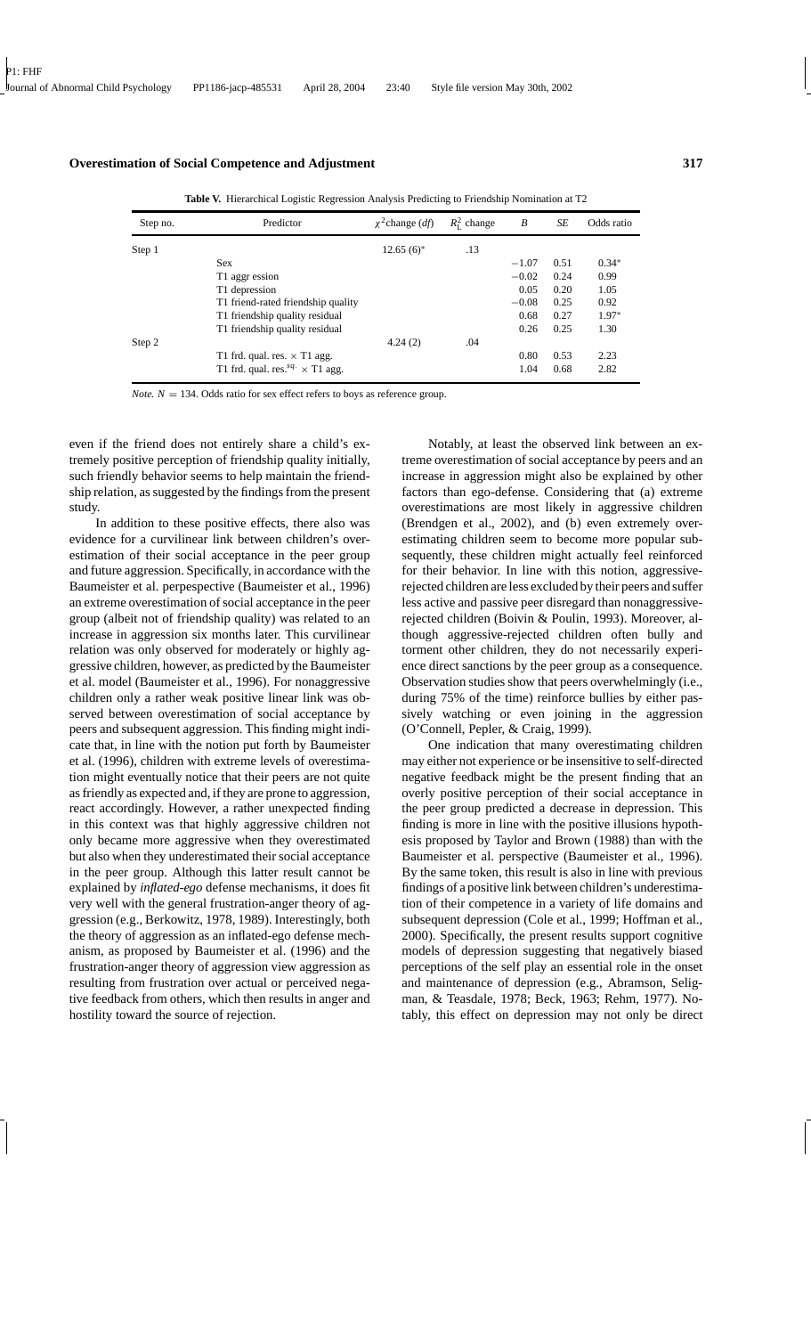**Table V.** Hierarchical Logistic Regression Analysis Predicting to Friendship Nomination at T2

| Step no. | Predictor | $\chi^2$change (*df*) | $R^2_L$ change | *B* | *SE* | Odds ratio |
|---|---|---|---|---|---|---|
| Step 1 | | 12.65 (6)* | .13 | | | |
| | Sex | | | −1.07 | 0.51 | 0.34* |
| | T1 aggr ession | | | −0.02 | 0.24 | 0.99 |
| | T1 depression | | | 0.05 | 0.20 | 1.05 |
| | T1 friend-rated friendship quality | | | −0.08 | 0.25 | 0.92 |
| | T1 friendship quality residual | | | 0.68 | 0.27 | 1.97* |
| | T1 friendship quality residual | | | 0.26 | 0.25 | 1.30 |
| Step 2 | | 4.24 (2) | .04 | | | |
| | T1 frd. qual. res. × T1 agg. | | | 0.80 | 0.53 | 2.23 |
| | T1 frd. qual. res.$^{sq.}$ × T1 agg. | | | 1.04 | 0.68 | 2.82 |

*Note.* $N = 134$. Odds ratio for sex effect refers to boys as reference group.

even if the friend does not entirely share a child's extremely positive perception of friendship quality initially, such friendly behavior seems to help maintain the friendship relation, as suggested by the findings from the present study.

In addition to these positive effects, there also was evidence for a curvilinear link between children's overestimation of their social acceptance in the peer group and future aggression. Specifically, in accordance with the Baumeister et al. perpespective (Baumeister et al., 1996) an extreme overestimation of social acceptance in the peer group (albeit not of friendship quality) was related to an increase in aggression six months later. This curvilinear relation was only observed for moderately or highly aggressive children, however, as predicted by the Baumeister et al. model (Baumeister et al., 1996). For nonaggressive children only a rather weak positive linear link was observed between overestimation of social acceptance by peers and subsequent aggression. This finding might indicate that, in line with the notion put forth by Baumeister et al. (1996), children with extreme levels of overestimation might eventually notice that their peers are not quite as friendly as expected and, if they are prone to aggression, react accordingly. However, a rather unexpected finding in this context was that highly aggressive children not only became more aggressive when they overestimated but also when they underestimated their social acceptance in the peer group. Although this latter result cannot be explained by *inflated-ego* defense mechanisms, it does fit very well with the general frustration-anger theory of aggression (e.g., Berkowitz, 1978, 1989). Interestingly, both the theory of aggression as an inflated-ego defense mechanism, as proposed by Baumeister et al. (1996) and the frustration-anger theory of aggression view aggression as resulting from frustration over actual or perceived negative feedback from others, which then results in anger and hostility toward the source of rejection.

Notably, at least the observed link between an extreme overestimation of social acceptance by peers and an increase in aggression might also be explained by other factors than ego-defense. Considering that (a) extreme overestimations are most likely in aggressive children (Brendgen et al., 2002), and (b) even extremely overestimating children seem to become more popular subsequently, these children might actually feel reinforced for their behavior. In line with this notion, aggressive-rejected children are less excluded by their peers and suffer less active and passive peer disregard than nonaggressive-rejected children (Boivin & Poulin, 1993). Moreover, although aggressive-rejected children often bully and torment other children, they do not necessarily experience direct sanctions by the peer group as a consequence. Observation studies show that peers overwhelmingly (i.e., during 75% of the time) reinforce bullies by either passively watching or even joining in the aggression (O'Connell, Pepler, & Craig, 1999).

One indication that many overestimating children may either not experience or be insensitive to self-directed negative feedback might be the present finding that an overly positive perception of their social acceptance in the peer group predicted a decrease in depression. This finding is more in line with the positive illusions hypothesis proposed by Taylor and Brown (1988) than with the Baumeister et al. perspective (Baumeister et al., 1996). By the same token, this result is also in line with previous findings of a positive link between children's underestimation of their competence in a variety of life domains and subsequent depression (Cole et al., 1999; Hoffman et al., 2000). Specifically, the present results support cognitive models of depression suggesting that negatively biased perceptions of the self play an essential role in the onset and maintenance of depression (e.g., Abramson, Seligman, & Teasdale, 1978; Beck, 1963; Rehm, 1977). Notably, this effect on depression may not only be direct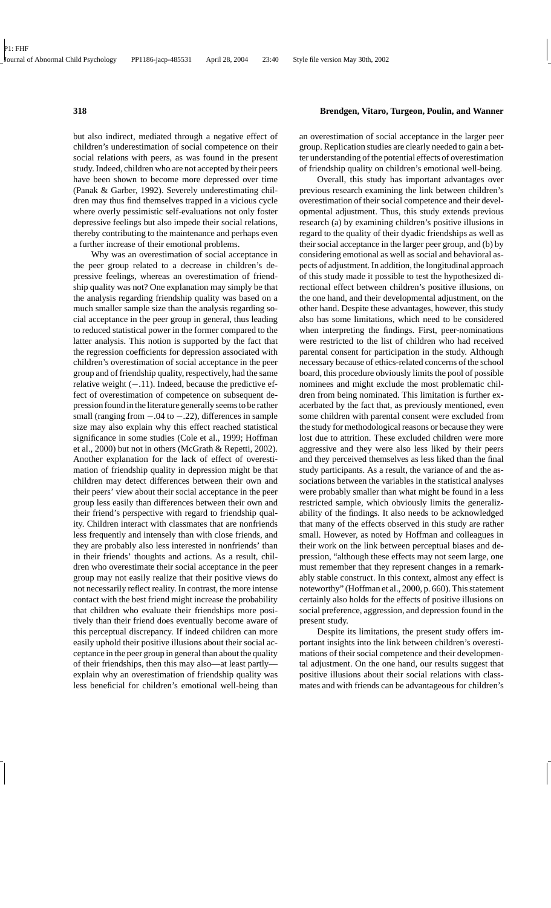but also indirect, mediated through a negative effect of children's underestimation of social competence on their social relations with peers, as was found in the present study. Indeed, children who are not accepted by their peers have been shown to become more depressed over time (Panak & Garber, 1992). Severely underestimating children may thus find themselves trapped in a vicious cycle where overly pessimistic self-evaluations not only foster depressive feelings but also impede their social relations, thereby contributing to the maintenance and perhaps even a further increase of their emotional problems.

Why was an overestimation of social acceptance in the peer group related to a decrease in children's depressive feelings, whereas an overestimation of friendship quality was not? One explanation may simply be that the analysis regarding friendship quality was based on a much smaller sample size than the analysis regarding social acceptance in the peer group in general, thus leading to reduced statistical power in the former compared to the latter analysis. This notion is supported by the fact that the regression coefficients for depression associated with children's overestimation of social acceptance in the peer group and of friendship quality, respectively, had the same relative weight (−.11). Indeed, because the predictive effect of overestimation of competence on subsequent depression found in the literature generally seems to be rather small (ranging from −.04 to −.22), differences in sample size may also explain why this effect reached statistical significance in some studies (Cole et al., 1999; Hoffman et al., 2000) but not in others (McGrath & Repetti, 2002). Another explanation for the lack of effect of overestimation of friendship quality in depression might be that children may detect differences between their own and their peers' view about their social acceptance in the peer group less easily than differences between their own and their friend's perspective with regard to friendship quality. Children interact with classmates that are nonfriends less frequently and intensely than with close friends, and they are probably also less interested in nonfriends' than in their friends' thoughts and actions. As a result, children who overestimate their social acceptance in the peer group may not easily realize that their positive views do not necessarily reflect reality. In contrast, the more intense contact with the best friend might increase the probability that children who evaluate their friendships more positively than their friend does eventually become aware of this perceptual discrepancy. If indeed children can more easily uphold their positive illusions about their social acceptance in the peer group in general than about the quality of their friendships, then this may also—at least partly—explain why an overestimation of friendship quality was less beneficial for children's emotional well-being than an overestimation of social acceptance in the larger peer group. Replication studies are clearly needed to gain a better understanding of the potential effects of overestimation of friendship quality on children's emotional well-being.

Overall, this study has important advantages over previous research examining the link between children's overestimation of their social competence and their developmental adjustment. Thus, this study extends previous research (a) by examining children's positive illusions in regard to the quality of their dyadic friendships as well as their social acceptance in the larger peer group, and (b) by considering emotional as well as social and behavioral aspects of adjustment. In addition, the longitudinal approach of this study made it possible to test the hypothesized directional effect between children's positive illusions, on the one hand, and their developmental adjustment, on the other hand. Despite these advantages, however, this study also has some limitations, which need to be considered when interpreting the findings. First, peer-nominations were restricted to the list of children who had received parental consent for participation in the study. Although necessary because of ethics-related concerns of the school board, this procedure obviously limits the pool of possible nominees and might exclude the most problematic children from being nominated. This limitation is further exacerbated by the fact that, as previously mentioned, even some children with parental consent were excluded from the study for methodological reasons or because they were lost due to attrition. These excluded children were more aggressive and they were also less liked by their peers and they perceived themselves as less liked than the final study participants. As a result, the variance of and the associations between the variables in the statistical analyses were probably smaller than what might be found in a less restricted sample, which obviously limits the generalizability of the findings. It also needs to be acknowledged that many of the effects observed in this study are rather small. However, as noted by Hoffman and colleagues in their work on the link between perceptual biases and depression, "although these effects may not seem large, one must remember that they represent changes in a remarkably stable construct. In this context, almost any effect is noteworthy" (Hoffman et al., 2000, p. 660). This statement certainly also holds for the effects of positive illusions on social preference, aggression, and depression found in the present study.

Despite its limitations, the present study offers important insights into the link between children's overestimations of their social competence and their developmental adjustment. On the one hand, our results suggest that positive illusions about their social relations with classmates and with friends can be advantageous for children's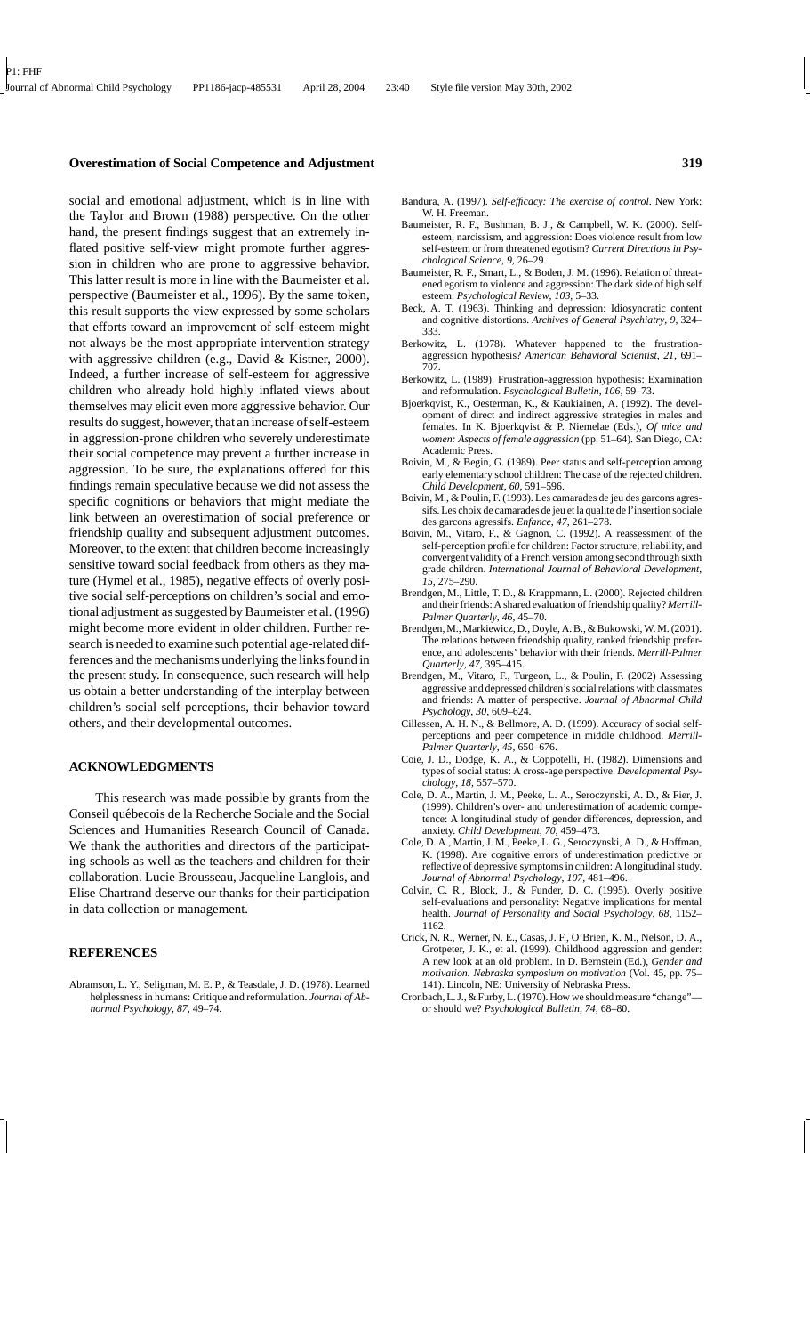social and emotional adjustment, which is in line with the Taylor and Brown (1988) perspective. On the other hand, the present findings suggest that an extremely inflated positive self-view might promote further aggression in children who are prone to aggressive behavior. This latter result is more in line with the Baumeister et al. perspective (Baumeister et al., 1996). By the same token, this result supports the view expressed by some scholars that efforts toward an improvement of self-esteem might not always be the most appropriate intervention strategy with aggressive children (e.g., David & Kistner, 2000). Indeed, a further increase of self-esteem for aggressive children who already hold highly inflated views about themselves may elicit even more aggressive behavior. Our results do suggest, however, that an increase of self-esteem in aggression-prone children who severely underestimate their social competence may prevent a further increase in aggression. To be sure, the explanations offered for this findings remain speculative because we did not assess the specific cognitions or behaviors that might mediate the link between an overestimation of social preference or friendship quality and subsequent adjustment outcomes. Moreover, to the extent that children become increasingly sensitive toward social feedback from others as they mature (Hymel et al., 1985), negative effects of overly positive social self-perceptions on children's social and emotional adjustment as suggested by Baumeister et al. (1996) might become more evident in older children. Further research is needed to examine such potential age-related differences and the mechanisms underlying the links found in the present study. In consequence, such research will help us obtain a better understanding of the interplay between children's social self-perceptions, their behavior toward others, and their developmental outcomes.

## ACKNOWLEDGMENTS

This research was made possible by grants from the Conseil québecois de la Recherche Sociale and the Social Sciences and Humanities Research Council of Canada. We thank the authorities and directors of the participating schools as well as the teachers and children for their collaboration. Lucie Brousseau, Jacqueline Langlois, and Elise Chartrand deserve our thanks for their participation in data collection or management.

## REFERENCES

Abramson, L. Y., Seligman, M. E. P., & Teasdale, J. D. (1978). Learned helplessness in humans: Critique and reformulation. *Journal of Abnormal Psychology, 87*, 49–74.

Bandura, A. (1997). *Self-efficacy: The exercise of control*. New York: W. H. Freeman.

Baumeister, R. F., Bushman, B. J., & Campbell, W. K. (2000). Self-esteem, narcissism, and aggression: Does violence result from low self-esteem or from threatened egotism? *Current Directions in Psychological Science, 9*, 26–29.

Baumeister, R. F., Smart, L., & Boden, J. M. (1996). Relation of threatened egotism to violence and aggression: The dark side of high self esteem. *Psychological Review, 103*, 5–33.

Beck, A. T. (1963). Thinking and depression: Idiosyncratic content and cognitive distortions. *Archives of General Psychiatry, 9*, 324–333.

Berkowitz, L. (1978). Whatever happened to the frustration-aggression hypothesis? *American Behavioral Scientist, 21*, 691–707.

Berkowitz, L. (1989). Frustration-aggression hypothesis: Examination and reformulation. *Psychological Bulletin, 106*, 59–73.

Bjoerkqvist, K., Oesterman, K., & Kaukiainen, A. (1992). The development of direct and indirect aggressive strategies in males and females. In K. Bjoerkqvist & P. Niemelae (Eds.), *Of mice and women: Aspects of female aggression* (pp. 51–64). San Diego, CA: Academic Press.

Boivin, M., & Begin, G. (1989). Peer status and self-perception among early elementary school children: The case of the rejected children. *Child Development, 60*, 591–596.

Boivin, M., & Poulin, F. (1993). Les camarades de jeu des garcons agressifs. Les choix de camarades de jeu et la qualite de l'insertion sociale des garcons agressifs. *Enfance, 47*, 261–278.

Boivin, M., Vitaro, F., & Gagnon, C. (1992). A reassessment of the self-perception profile for children: Factor structure, reliability, and convergent validity of a French version among second through sixth grade children. *International Journal of Behavioral Development, 15*, 275–290.

Brendgen, M., Little, T. D., & Krappmann, L. (2000). Rejected children and their friends: A shared evaluation of friendship quality? *Merrill-Palmer Quarterly, 46*, 45–70.

Brendgen, M., Markiewicz, D., Doyle, A. B., & Bukowski, W. M. (2001). The relations between friendship quality, ranked friendship preference, and adolescents' behavior with their friends. *Merrill-Palmer Quarterly, 47*, 395–415.

Brendgen, M., Vitaro, F., Turgeon, L., & Poulin, F. (2002) Assessing aggressive and depressed children's social relations with classmates and friends: A matter of perspective. *Journal of Abnormal Child Psychology, 30*, 609–624.

Cillessen, A. H. N., & Bellmore, A. D. (1999). Accuracy of social self-perceptions and peer competence in middle childhood. *Merrill-Palmer Quarterly, 45*, 650–676.

Coie, J. D., Dodge, K. A., & Coppotelli, H. (1982). Dimensions and types of social status: A cross-age perspective. *Developmental Psychology, 18*, 557–570.

Cole, D. A., Martin, J. M., Peeke, L. A., Seroczynski, A. D., & Fier, J. (1999). Children's over- and underestimation of academic competence: A longitudinal study of gender differences, depression, and anxiety. *Child Development, 70*, 459–473.

Cole, D. A., Martin, J. M., Peeke, L. G., Seroczynski, A. D., & Hoffman, K. (1998). Are cognitive errors of underestimation predictive or reflective of depressive symptoms in children: A longitudinal study. *Journal of Abnormal Psychology, 107*, 481–496.

Colvin, C. R., Block, J., & Funder, D. C. (1995). Overly positive self-evaluations and personality: Negative implications for mental health. *Journal of Personality and Social Psychology, 68*, 1152–1162.

Crick, N. R., Werner, N. E., Casas, J. F., O'Brien, K. M., Nelson, D. A., Grotpeter, J. K., et al. (1999). Childhood aggression and gender: A new look at an old problem. In D. Bernstein (Ed.), *Gender and motivation. Nebraska symposium on motivation* (Vol. 45, pp. 75–141). Lincoln, NE: University of Nebraska Press.

Cronbach, L. J., & Furby, L. (1970). How we should measure "change"—or should we? *Psychological Bulletin, 74*, 68–80.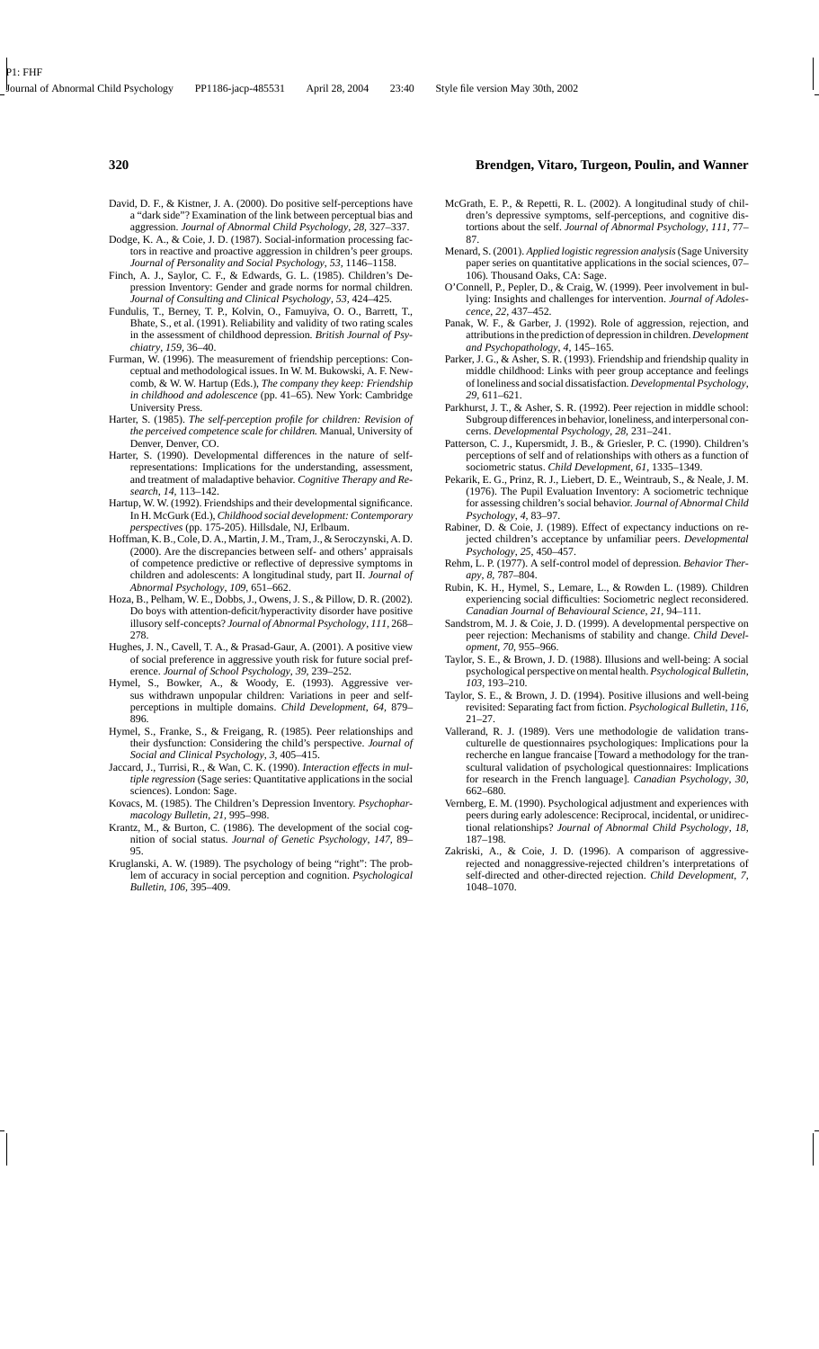David, D. F., & Kistner, J. A. (2000). Do positive self-perceptions have a "dark side"? Examination of the link between perceptual bias and aggression. *Journal of Abnormal Child Psychology, 28,* 327–337.

Dodge, K. A., & Coie, J. D. (1987). Social-information processing factors in reactive and proactive aggression in children's peer groups. *Journal of Personality and Social Psychology, 53,* 1146–1158.

Finch, A. J., Saylor, C. F., & Edwards, G. L. (1985). Children's Depression Inventory: Gender and grade norms for normal children. *Journal of Consulting and Clinical Psychology, 53,* 424–425.

Fundulis, T., Berney, T. P., Kolvin, O., Famuyiva, O. O., Barrett, T., Bhate, S., et al. (1991). Reliability and validity of two rating scales in the assessment of childhood depression. *British Journal of Psychiatry, 159,* 36–40.

Furman, W. (1996). The measurement of friendship perceptions: Conceptual and methodological issues. In W. M. Bukowski, A. F. Newcomb, & W. W. Hartup (Eds.), *The company they keep: Friendship in childhood and adolescence* (pp. 41–65). New York: Cambridge University Press.

Harter, S. (1985). *The self-perception profile for children: Revision of the perceived competence scale for children.* Manual, University of Denver, Denver, CO.

Harter, S. (1990). Developmental differences in the nature of self-representations: Implications for the understanding, assessment, and treatment of maladaptive behavior. *Cognitive Therapy and Research, 14,* 113–142.

Hartup, W. W. (1992). Friendships and their developmental significance. In H. McGurk (Ed.), *Childhood social development: Contemporary perspectives* (pp. 175-205). Hillsdale, NJ, Erlbaum.

Hoffman, K. B., Cole, D. A., Martin, J. M., Tram, J., & Seroczynski, A. D. (2000). Are the discrepancies between self- and others' appraisals of competence predictive or reflective of depressive symptoms in children and adolescents: A longitudinal study, part II. *Journal of Abnormal Psychology, 109,* 651–662.

Hoza, B., Pelham, W. E., Dobbs, J., Owens, J. S., & Pillow, D. R. (2002). Do boys with attention-deficit/hyperactivity disorder have positive illusory self-concepts? *Journal of Abnormal Psychology, 111,* 268–278.

Hughes, J. N., Cavell, T. A., & Prasad-Gaur, A. (2001). A positive view of social preference in aggressive youth risk for future social preference. *Journal of School Psychology, 39,* 239–252.

Hymel, S., Bowker, A., & Woody, E. (1993). Aggressive versus withdrawn unpopular children: Variations in peer and self-perceptions in multiple domains. *Child Development, 64,* 879–896.

Hymel, S., Franke, S., & Freigang, R. (1985). Peer relationships and their dysfunction: Considering the child's perspective. *Journal of Social and Clinical Psychology, 3,* 405–415.

Jaccard, J., Turrisi, R., & Wan, C. K. (1990). *Interaction effects in multiple regression* (Sage series: Quantitative applications in the social sciences). London: Sage.

Kovacs, M. (1985). The Children's Depression Inventory. *Psychopharmacology Bulletin, 21,* 995–998.

Krantz, M., & Burton, C. (1986). The development of the social cognition of social status. *Journal of Genetic Psychology, 147,* 89–95.

Kruglanski, A. W. (1989). The psychology of being "right": The problem of accuracy in social perception and cognition. *Psychological Bulletin, 106,* 395–409.

McGrath, E. P., & Repetti, R. L. (2002). A longitudinal study of children's depressive symptoms, self-perceptions, and cognitive distortions about the self. *Journal of Abnormal Psychology, 111,* 77–87.

Menard, S. (2001). *Applied logistic regression analysis* (Sage University paper series on quantitative applications in the social sciences, 07–106). Thousand Oaks, CA: Sage.

O'Connell, P., Pepler, D., & Craig, W. (1999). Peer involvement in bullying: Insights and challenges for intervention. *Journal of Adolescence, 22,* 437–452.

Panak, W. F., & Garber, J. (1992). Role of aggression, rejection, and attributions in the prediction of depression in children. *Development and Psychopathology, 4,* 145–165.

Parker, J. G., & Asher, S. R. (1993). Friendship and friendship quality in middle childhood: Links with peer group acceptance and feelings of loneliness and social dissatisfaction. *Developmental Psychology, 29,* 611–621.

Parkhurst, J. T., & Asher, S. R. (1992). Peer rejection in middle school: Subgroup differences in behavior, loneliness, and interpersonal concerns. *Developmental Psychology, 28,* 231–241.

Patterson, C. J., Kupersmidt, J. B., & Griesler, P. C. (1990). Children's perceptions of self and of relationships with others as a function of sociometric status. *Child Development, 61,* 1335–1349.

Pekarik, E. G., Prinz, R. J., Liebert, D. E., Weintraub, S., & Neale, J. M. (1976). The Pupil Evaluation Inventory: A sociometric technique for assessing children's social behavior. *Journal of Abnormal Child Psychology, 4,* 83–97.

Rabiner, D. & Coie, J. (1989). Effect of expectancy inductions on rejected children's acceptance by unfamiliar peers. *Developmental Psychology, 25,* 450–457.

Rehm, L. P. (1977). A self-control model of depression. *Behavior Therapy, 8,* 787–804.

Rubin, K. H., Hymel, S., Lemare, L., & Rowden L. (1989). Children experiencing social difficulties: Sociometric neglect reconsidered. *Canadian Journal of Behavioural Science, 21,* 94–111.

Sandstrom, M. J. & Coie, J. D. (1999). A developmental perspective on peer rejection: Mechanisms of stability and change. *Child Development, 70,* 955–966.

Taylor, S. E., & Brown, J. D. (1988). Illusions and well-being: A social psychological perspective on mental health. *Psychological Bulletin, 103,* 193–210.

Taylor, S. E., & Brown, J. D. (1994). Positive illusions and well-being revisited: Separating fact from fiction. *Psychological Bulletin, 116,* 21–27.

Vallerand, R. J. (1989). Vers une methodologie de validation transculturelle de questionnaires psychologiques: Implications pour la recherche en langue francaise [Toward a methodology for the transcultural validation of psychological questionnaires: Implications for research in the French language]. *Canadian Psychology, 30,* 662–680.

Vernberg, E. M. (1990). Psychological adjustment and experiences with peers during early adolescence: Reciprocal, incidental, or unidirectional relationships? *Journal of Abnormal Child Psychology, 18,* 187–198.

Zakriski, A., & Coie, J. D. (1996). A comparison of aggressive-rejected and nonaggressive-rejected children's interpretations of self-directed and other-directed rejection. *Child Development, 7,* 1048–1070.